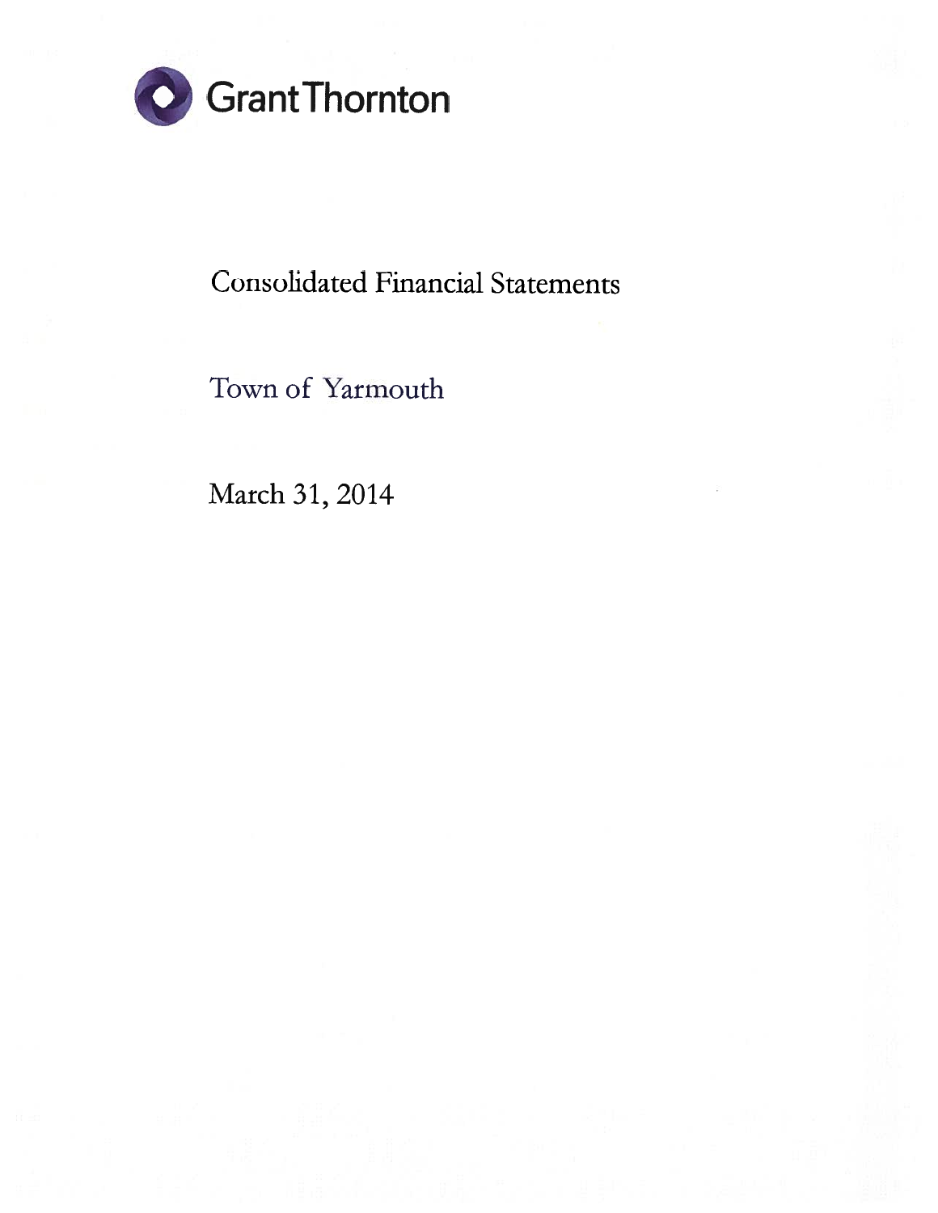Grant Thornton

# Consolidated Financial Statements

## Town of Yarmouth

March 31, 2014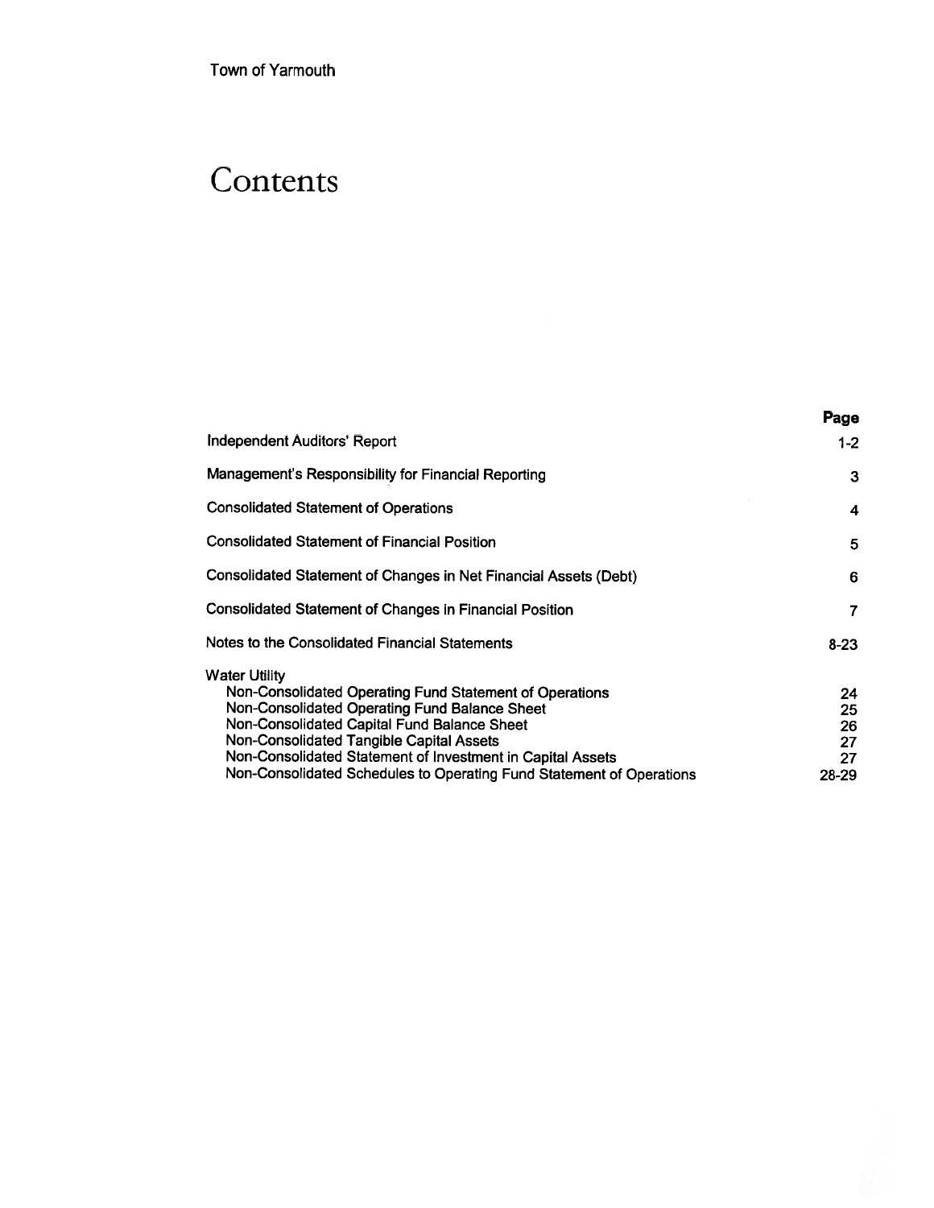Town of Yarmouth

# Contents

| | Page |
|---|---|
| Independent Auditors' Report | 1-2 |
| Management's Responsibility for Financial Reporting | 3 |
| Consolidated Statement of Operations | 4 |
| Consolidated Statement of Financial Position | 5 |
| Consolidated Statement of Changes in Net Financial Assets (Debt) | 6 |
| Consolidated Statement of Changes in Financial Position | 7 |
| Notes to the Consolidated Financial Statements | 8-23 |
| Water Utility | |
| Non-Consolidated Operating Fund Statement of Operations | 24 |
| Non-Consolidated Operating Fund Balance Sheet | 25 |
| Non-Consolidated Capital Fund Balance Sheet | 26 |
| Non-Consolidated Tangible Capital Assets | 27 |
| Non-Consolidated Statement of Investment in Capital Assets | 27 |
| Non-Consolidated Schedules to Operating Fund Statement of Operations | 28-29 |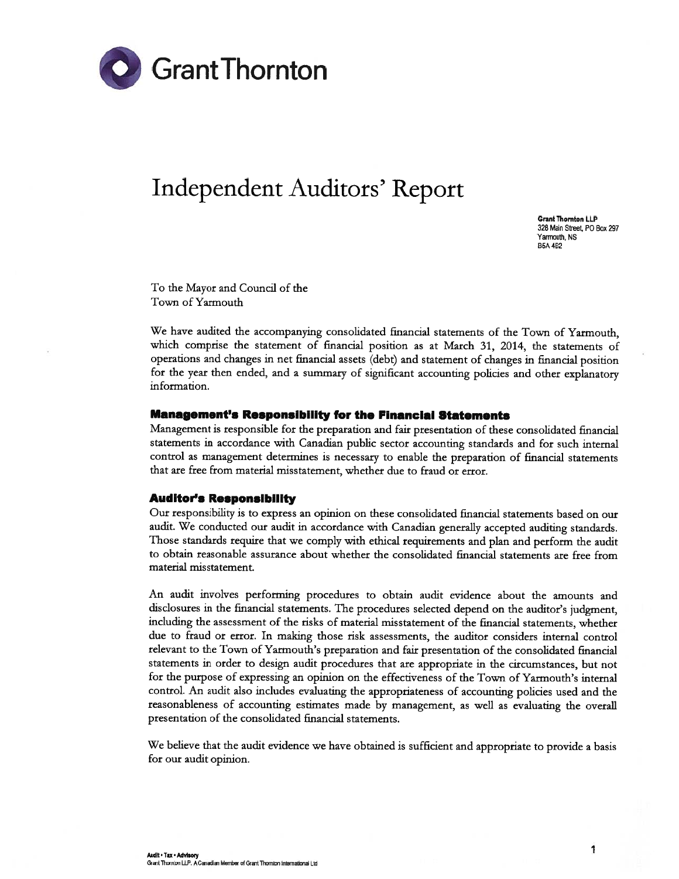Grant Thornton

# Independent Auditors' Report

Grant Thornton LLP
328 Main Street, PO Box 297
Yarmouth, NS
B5A 4B2

To the Mayor and Council of the
Town of Yarmouth

We have audited the accompanying consolidated financial statements of the Town of Yarmouth, which comprise the statement of financial position as at March 31, 2014, the statements of operations and changes in net financial assets (debt) and statement of changes in financial position for the year then ended, and a summary of significant accounting policies and other explanatory information.

## Management's Responsibility for the Financial Statements

Management is responsible for the preparation and fair presentation of these consolidated financial statements in accordance with Canadian public sector accounting standards and for such internal control as management determines is necessary to enable the preparation of financial statements that are free from material misstatement, whether due to fraud or error.

## Auditor's Responsibility

Our responsibility is to express an opinion on these consolidated financial statements based on our audit. We conducted our audit in accordance with Canadian generally accepted auditing standards. Those standards require that we comply with ethical requirements and plan and perform the audit to obtain reasonable assurance about whether the consolidated financial statements are free from material misstatement.

An audit involves performing procedures to obtain audit evidence about the amounts and disclosures in the financial statements. The procedures selected depend on the auditor's judgment, including the assessment of the risks of material misstatement of the financial statements, whether due to fraud or error. In making those risk assessments, the auditor considers internal control relevant to the Town of Yarmouth's preparation and fair presentation of the consolidated financial statements in order to design audit procedures that are appropriate in the circumstances, but not for the purpose of expressing an opinion on the effectiveness of the Town of Yarmouth's internal control. An audit also includes evaluating the appropriateness of accounting policies used and the reasonableness of accounting estimates made by management, as well as evaluating the overall presentation of the consolidated financial statements.

We believe that the audit evidence we have obtained is sufficient and appropriate to provide a basis for our audit opinion.

Audit • Tax • Advisory
Grant Thornton LLP. A Canadian Member of Grant Thornton International Ltd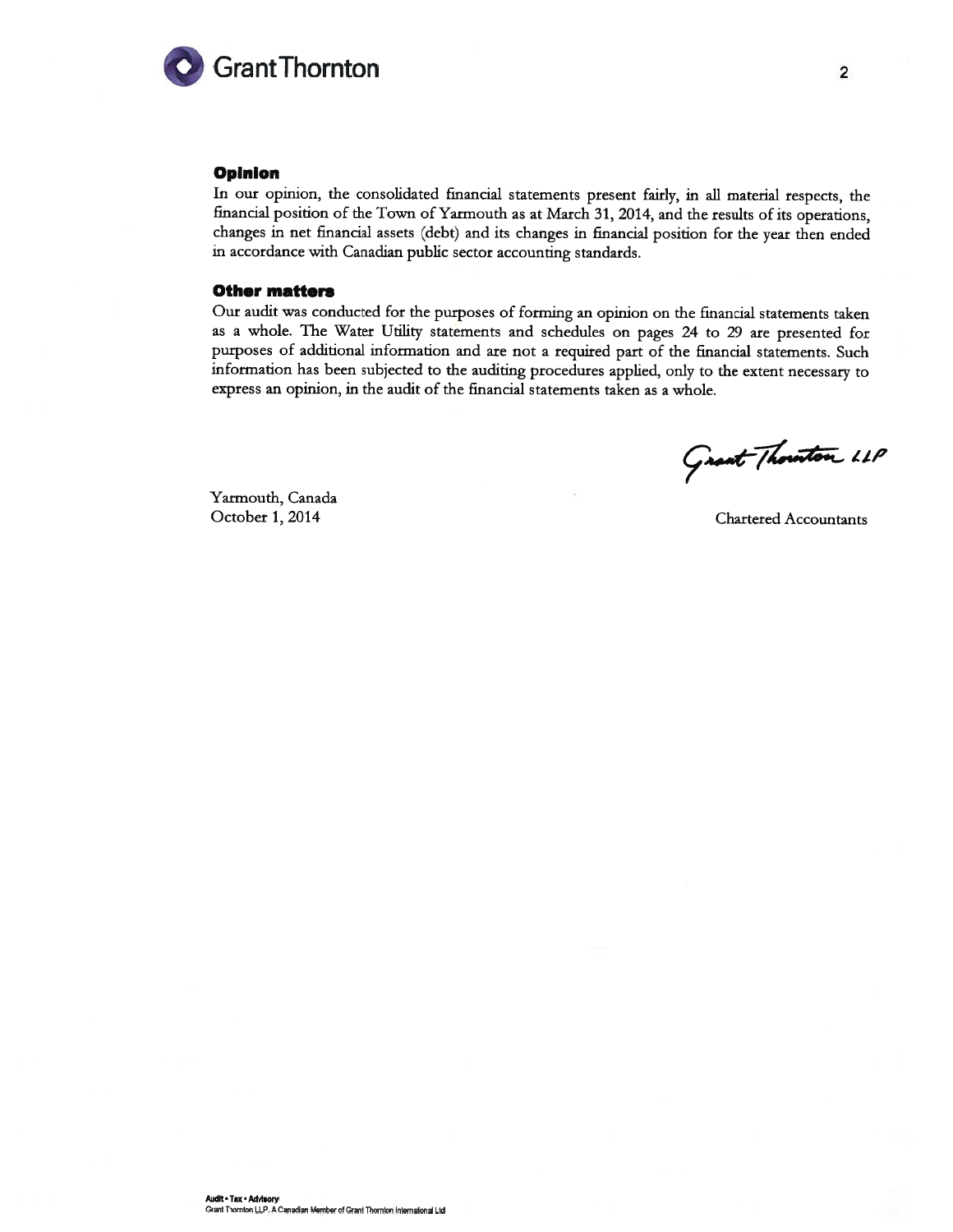## Opinion

In our opinion, the consolidated financial statements present fairly, in all material respects, the financial position of the Town of Yarmouth as at March 31, 2014, and the results of its operations, changes in net financial assets (debt) and its changes in financial position for the year then ended in accordance with Canadian public sector accounting standards.

## Other matters

Our audit was conducted for the purposes of forming an opinion on the financial statements taken as a whole. The Water Utility statements and schedules on pages 24 to 29 are presented for purposes of additional information and are not a required part of the financial statements. Such information has been subjected to the auditing procedures applied, only to the extent necessary to express an opinion, in the audit of the financial statements taken as a whole.

Grant Thornton LLP

Yarmouth, Canada
October 1, 2014

Chartered Accountants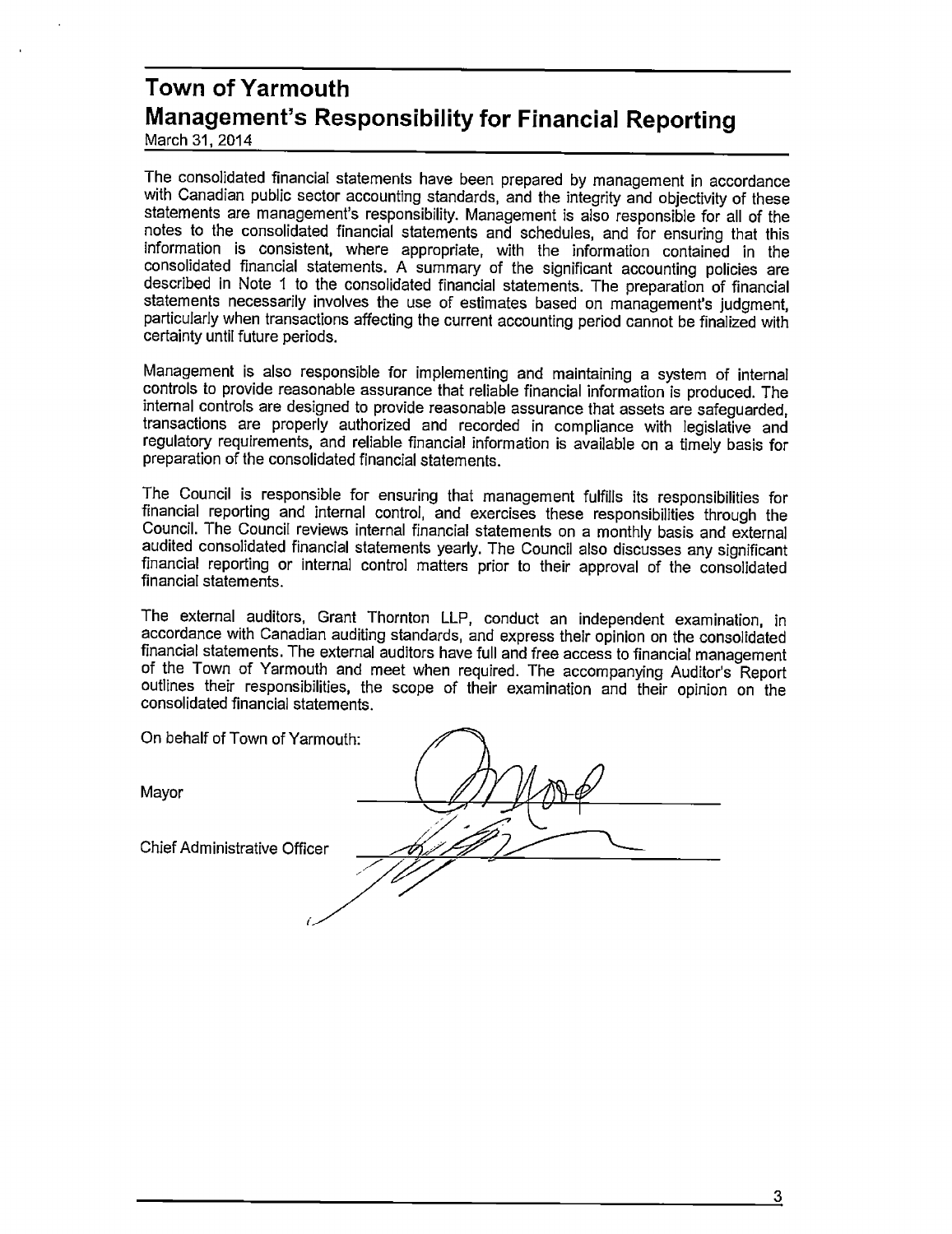# Town of Yarmouth

## Management's Responsibility for Financial Reporting

March 31, 2014

The consolidated financial statements have been prepared by management in accordance with Canadian public sector accounting standards, and the integrity and objectivity of these statements are management's responsibility. Management is also responsible for all of the notes to the consolidated financial statements and schedules, and for ensuring that this information is consistent, where appropriate, with the information contained in the consolidated financial statements. A summary of the significant accounting policies are described in Note 1 to the consolidated financial statements. The preparation of financial statements necessarily involves the use of estimates based on management's judgment, particularly when transactions affecting the current accounting period cannot be finalized with certainty until future periods.

Management is also responsible for implementing and maintaining a system of internal controls to provide reasonable assurance that reliable financial information is produced. The internal controls are designed to provide reasonable assurance that assets are safeguarded, transactions are properly authorized and recorded in compliance with legislative and regulatory requirements, and reliable financial information is available on a timely basis for preparation of the consolidated financial statements.

The Council is responsible for ensuring that management fulfills its responsibilities for financial reporting and internal control, and exercises these responsibilities through the Council. The Council reviews internal financial statements on a monthly basis and external audited consolidated financial statements yearly. The Council also discusses any significant financial reporting or internal control matters prior to their approval of the consolidated financial statements.

The external auditors, Grant Thornton LLP, conduct an independent examination, in accordance with Canadian auditing standards, and express their opinion on the consolidated financial statements. The external auditors have full and free access to financial management of the Town of Yarmouth and meet when required. The accompanying Auditor's Report outlines their responsibilities, the scope of their examination and their opinion on the consolidated financial statements.

On behalf of Town of Yarmouth:

Mayor

Chief Administrative Officer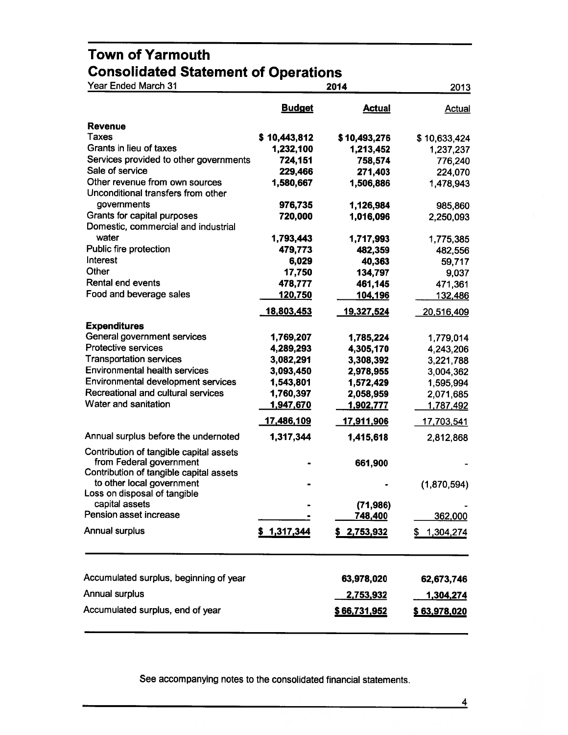# Town of Yarmouth

## Consolidated Statement of Operations

| Year Ended March 31 | 2014 | | 2013 |
|---|---|---|---|
| | **Budget** | **Actual** | Actual |
| **Revenue** | | | |
| Taxes | **$ 10,443,812** | **$ 10,493,276** | $ 10,633,424 |
| Grants in lieu of taxes | **1,232,100** | **1,213,452** | 1,237,237 |
| Services provided to other governments | **724,151** | **758,574** | 776,240 |
| Sale of service | **229,466** | **271,403** | 224,070 |
| Other revenue from own sources | **1,580,667** | **1,506,886** | 1,478,943 |
| Unconditional transfers from other governments | **976,735** | **1,126,984** | 985,860 |
| Grants for capital purposes | **720,000** | **1,016,096** | 2,250,093 |
| Domestic, commercial and industrial water | **1,793,443** | **1,717,993** | 1,775,385 |
| Public fire protection | **479,773** | **482,359** | 482,556 |
| Interest | **6,029** | **40,363** | 59,717 |
| Other | **17,750** | **134,797** | 9,037 |
| Rental end events | **478,777** | **461,145** | 471,361 |
| Food and beverage sales | **120,750** | **104,196** | 132,486 |
| | **18,803,453** | **19,327,524** | 20,516,409 |
| **Expenditures** | | | |
| General government services | **1,769,207** | **1,785,224** | 1,779,014 |
| Protective services | **4,289,293** | **4,305,170** | 4,243,206 |
| Transportation services | **3,082,291** | **3,308,392** | 3,221,788 |
| Environmental health services | **3,093,450** | **2,978,955** | 3,004,362 |
| Environmental development services | **1,543,801** | **1,572,429** | 1,595,994 |
| Recreational and cultural services | **1,760,397** | **2,058,959** | 2,071,685 |
| Water and sanitation | **1,947,670** | **1,902,777** | 1,787,492 |
| | **17,486,109** | **17,911,906** | 17,703,541 |
| Annual surplus before the undernoted | **1,317,344** | **1,415,618** | 2,812,868 |
| Contribution of tangible capital assets from Federal government | **-** | **661,900** | - |
| Contribution of tangible capital assets to other local government | **-** | **-** | (1,870,594) |
| Loss on disposal of tangible capital assets | **-** | **(71,986)** | - |
| Pension asset increase | **-** | **748,400** | 362,000 |
| Annual surplus | **$ 1,317,344** | **$ 2,753,932** | $ 1,304,274 |

| | 2014 Actual | 2013 Actual |
|---|---|---|
| Accumulated surplus, beginning of year | **63,978,020** | **62,673,746** |
| Annual surplus | **2,753,932** | **1,304,274** |
| Accumulated surplus, end of year | **$ 66,731,952** | **$ 63,978,020** |

See accompanying notes to the consolidated financial statements.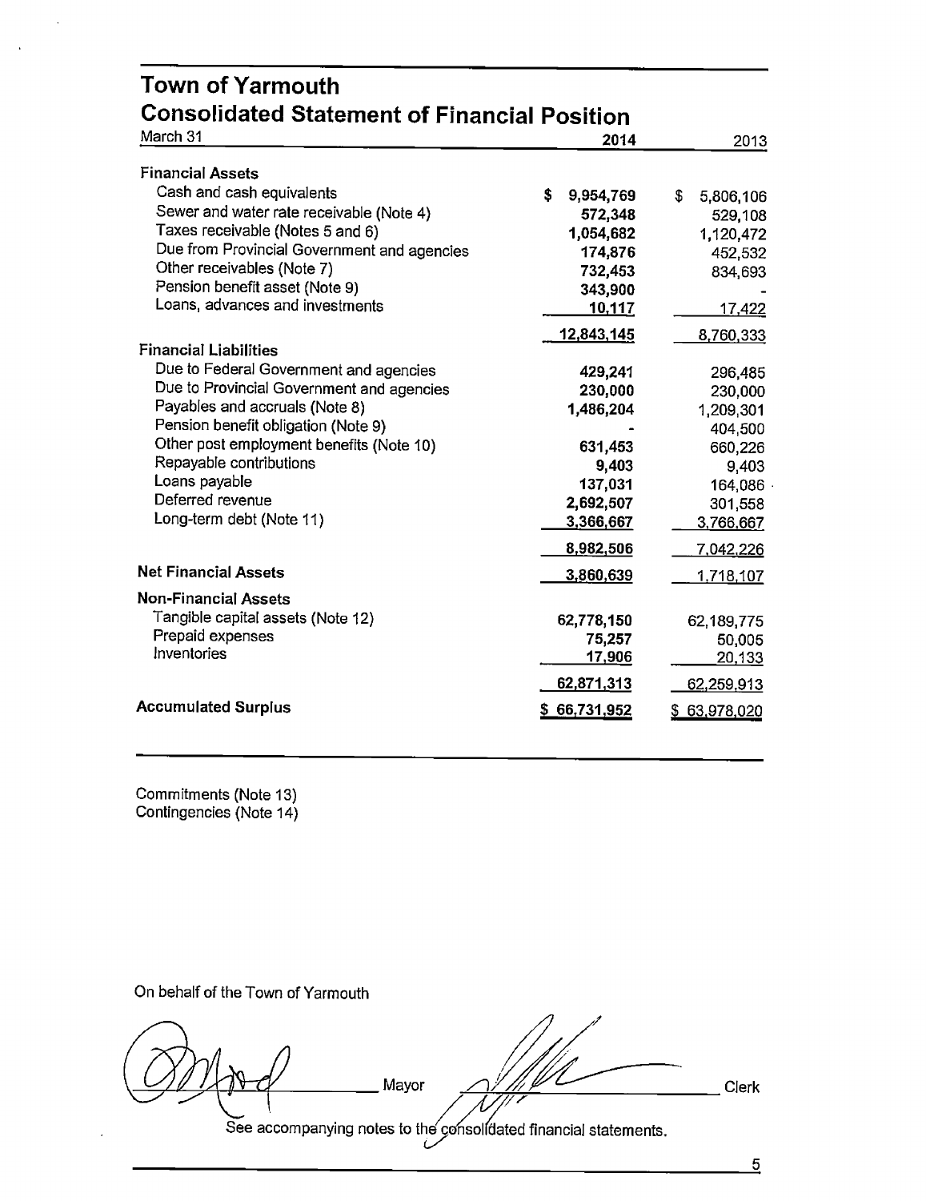# Town of Yarmouth

## Consolidated Statement of Financial Position

| March 31 | 2014 | 2013 |
|---|---|---|
| **Financial Assets** | | |
| Cash and cash equivalents | $ 9,954,769 | $ 5,806,106 |
| Sewer and water rate receivable (Note 4) | 572,348 | 529,108 |
| Taxes receivable (Notes 5 and 6) | 1,054,682 | 1,120,472 |
| Due from Provincial Government and agencies | 174,876 | 452,532 |
| Other receivables (Note 7) | 732,453 | 834,693 |
| Pension benefit asset (Note 9) | 343,900 | - |
| Loans, advances and investments | 10,117 | 17,422 |
| | 12,843,145 | 8,760,333 |
| **Financial Liabilities** | | |
| Due to Federal Government and agencies | 429,241 | 296,485 |
| Due to Provincial Government and agencies | 230,000 | 230,000 |
| Payables and accruals (Note 8) | 1,486,204 | 1,209,301 |
| Pension benefit obligation (Note 9) | - | 404,500 |
| Other post employment benefits (Note 10) | 631,453 | 660,226 |
| Repayable contributions | 9,403 | 9,403 |
| Loans payable | 137,031 | 164,086 |
| Deferred revenue | 2,692,507 | 301,558 |
| Long-term debt (Note 11) | 3,366,667 | 3,766,667 |
| | 8,982,506 | 7,042,226 |
| **Net Financial Assets** | 3,860,639 | 1,718,107 |
| **Non-Financial Assets** | | |
| Tangible capital assets (Note 12) | 62,778,150 | 62,189,775 |
| Prepaid expenses | 75,257 | 50,005 |
| Inventories | 17,906 | 20,133 |
| | 62,871,313 | 62,259,913 |
| **Accumulated Surplus** | $ 66,731,952 | $ 63,978,020 |

Commitments (Note 13)
Contingencies (Note 14)

On behalf of the Town of Yarmouth

\_\_\_\_\_\_\_\_\_\_ Mayor \_\_\_\_\_\_\_\_\_\_ Clerk

See accompanying notes to the consolidated financial statements.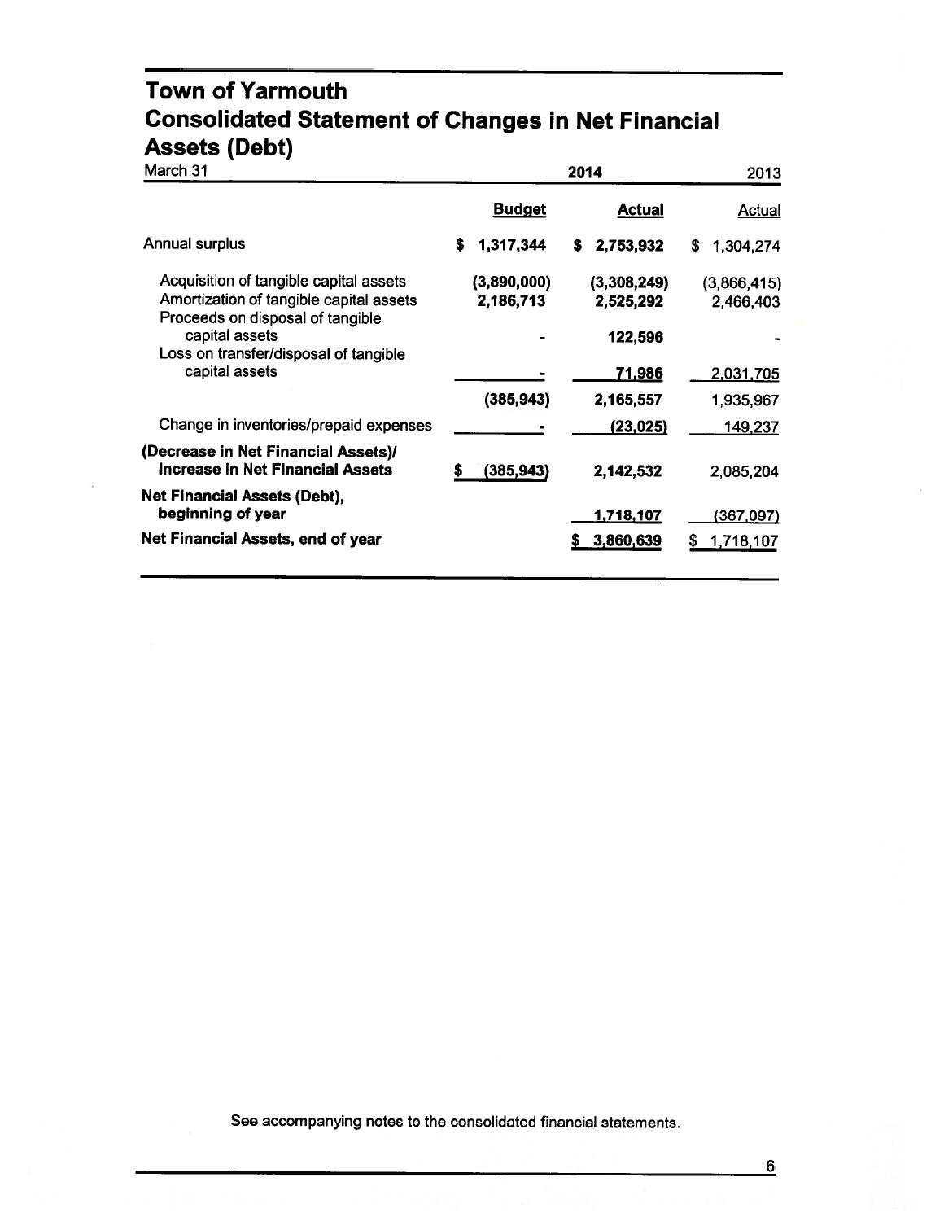# Town of Yarmouth
# Consolidated Statement of Changes in Net Financial Assets (Debt)

| March 31 | 2014 Budget | 2014 Actual | 2013 Actual |
|---|---|---|---|
| Annual surplus | $ 1,317,344 | $ 2,753,932 | $ 1,304,274 |
| Acquisition of tangible capital assets | (3,890,000) | (3,308,249) | (3,866,415) |
| Amortization of tangible capital assets | 2,186,713 | 2,525,292 | 2,466,403 |
| Proceeds on disposal of tangible capital assets | - | 122,596 | - |
| Loss on transfer/disposal of tangible capital assets | - | 71,986 | 2,031,705 |
| | (385,943) | 2,165,557 | 1,935,967 |
| Change in inventories/prepaid expenses | - | (23,025) | 149,237 |
| **(Decrease in Net Financial Assets)/ Increase in Net Financial Assets** | $ (385,943) | 2,142,532 | 2,085,204 |
| **Net Financial Assets (Debt), beginning of year** | | 1,718,107 | (367,097) |
| **Net Financial Assets, end of year** | | $ 3,860,639 | $ 1,718,107 |

See accompanying notes to the consolidated financial statements.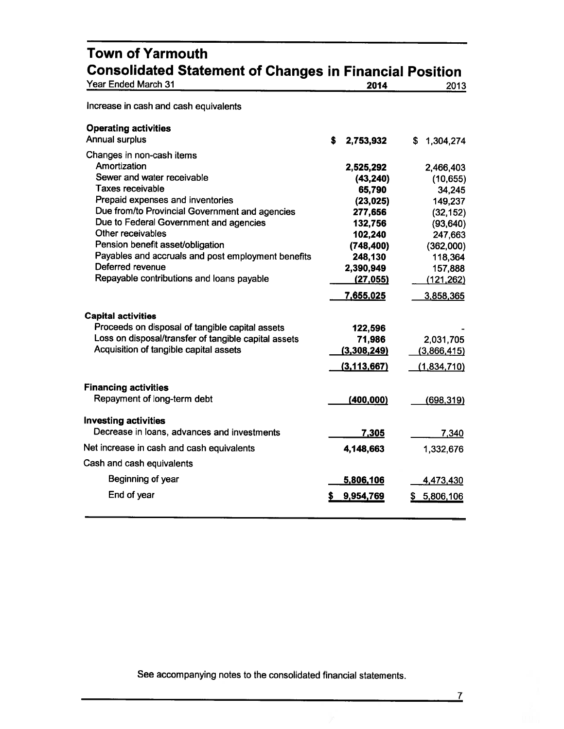# Town of Yarmouth

## Consolidated Statement of Changes in Financial Position

| Year Ended March 31 | 2014 | 2013 |
|---|---|---|
| Increase in cash and cash equivalents | | |
| **Operating activities** | | |
| Annual surplus | $ 2,753,932 | $ 1,304,274 |
| Changes in non-cash items | | |
| Amortization | 2,525,292 | 2,466,403 |
| Sewer and water receivable | (43,240) | (10,655) |
| Taxes receivable | 65,790 | 34,245 |
| Prepaid expenses and inventories | (23,025) | 149,237 |
| Due from/to Provincial Government and agencies | 277,656 | (32,152) |
| Due to Federal Government and agencies | 132,756 | (93,640) |
| Other receivables | 102,240 | 247,663 |
| Pension benefit asset/obligation | (748,400) | (362,000) |
| Payables and accruals and post employment benefits | 248,130 | 118,364 |
| Deferred revenue | 2,390,949 | 157,888 |
| Repayable contributions and loans payable | (27,055) | (121,262) |
| | 7,655,025 | 3,858,365 |
| **Capital activities** | | |
| Proceeds on disposal of tangible capital assets | 122,596 | - |
| Loss on disposal/transfer of tangible capital assets | 71,986 | 2,031,705 |
| Acquisition of tangible capital assets | (3,308,249) | (3,866,415) |
| | (3,113,667) | (1,834,710) |
| **Financing activities** | | |
| Repayment of long-term debt | (400,000) | (698,319) |
| **Investing activities** | | |
| Decrease in loans, advances and investments | 7,305 | 7,340 |
| Net increase in cash and cash equivalents | 4,148,663 | 1,332,676 |
| Cash and cash equivalents | | |
| Beginning of year | 5,806,106 | 4,473,430 |
| End of year | $ 9,954,769 | $ 5,806,106 |

See accompanying notes to the consolidated financial statements.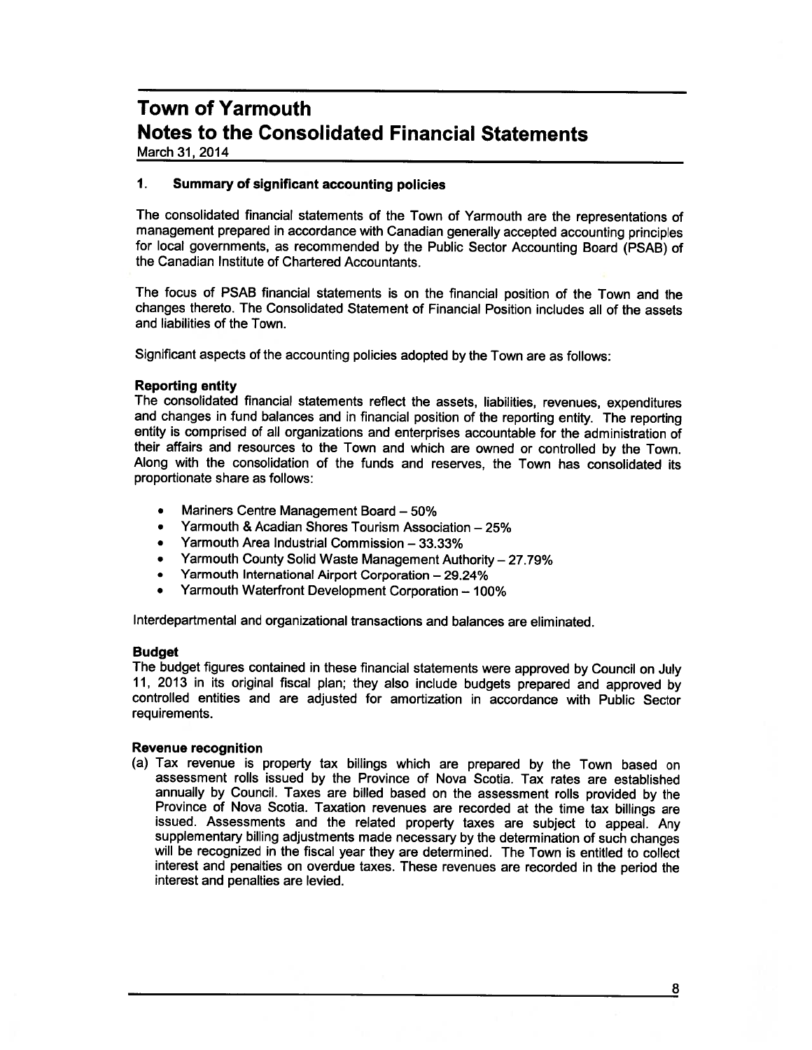# Town of Yarmouth
# Notes to the Consolidated Financial Statements
March 31, 2014

## 1. Summary of significant accounting policies

The consolidated financial statements of the Town of Yarmouth are the representations of management prepared in accordance with Canadian generally accepted accounting principles for local governments, as recommended by the Public Sector Accounting Board (PSAB) of the Canadian Institute of Chartered Accountants.

The focus of PSAB financial statements is on the financial position of the Town and the changes thereto. The Consolidated Statement of Financial Position includes all of the assets and liabilities of the Town.

Significant aspects of the accounting policies adopted by the Town are as follows:

**Reporting entity**
The consolidated financial statements reflect the assets, liabilities, revenues, expenditures and changes in fund balances and in financial position of the reporting entity. The reporting entity is comprised of all organizations and enterprises accountable for the administration of their affairs and resources to the Town and which are owned or controlled by the Town. Along with the consolidation of the funds and reserves, the Town has consolidated its proportionate share as follows:

- Mariners Centre Management Board – 50%
- Yarmouth & Acadian Shores Tourism Association – 25%
- Yarmouth Area Industrial Commission – 33.33%
- Yarmouth County Solid Waste Management Authority – 27.79%
- Yarmouth International Airport Corporation – 29.24%
- Yarmouth Waterfront Development Corporation – 100%

Interdepartmental and organizational transactions and balances are eliminated.

**Budget**
The budget figures contained in these financial statements were approved by Council on July 11, 2013 in its original fiscal plan; they also include budgets prepared and approved by controlled entities and are adjusted for amortization in accordance with Public Sector requirements.

**Revenue recognition**
(a) Tax revenue is property tax billings which are prepared by the Town based on assessment rolls issued by the Province of Nova Scotia. Tax rates are established annually by Council. Taxes are billed based on the assessment rolls provided by the Province of Nova Scotia. Taxation revenues are recorded at the time tax billings are issued. Assessments and the related property taxes are subject to appeal. Any supplementary billing adjustments made necessary by the determination of such changes will be recognized in the fiscal year they are determined. The Town is entitled to collect interest and penalties on overdue taxes. These revenues are recorded in the period the interest and penalties are levied.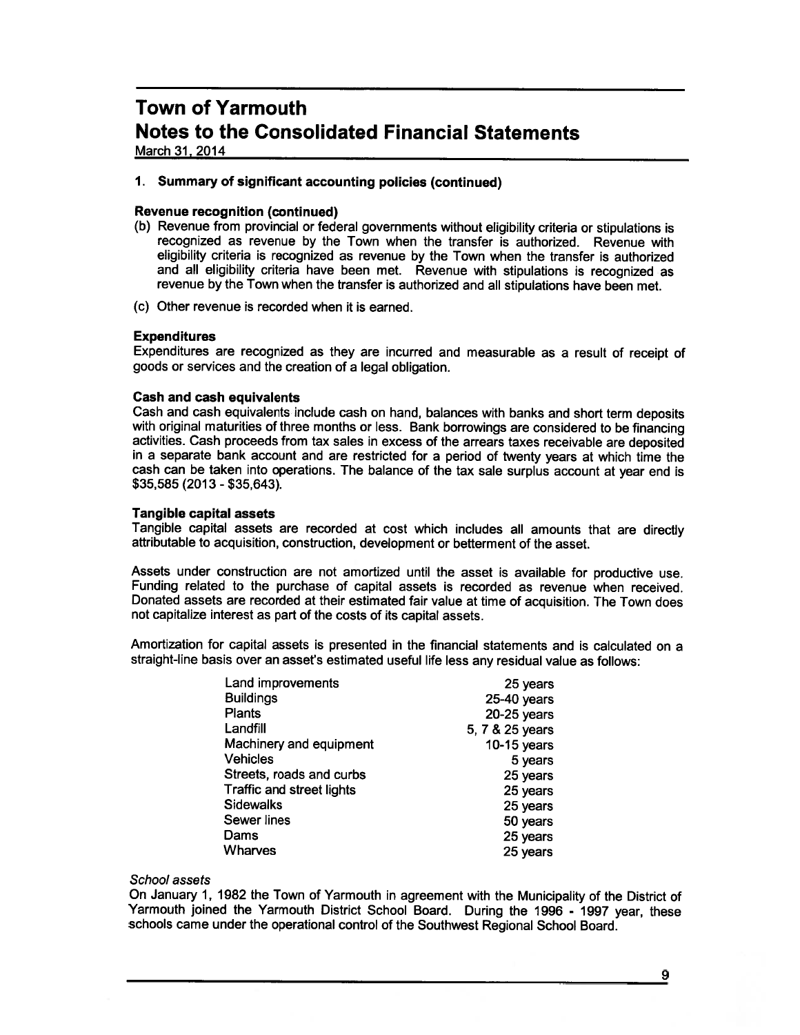# Town of Yarmouth

## Notes to the Consolidated Financial Statements

March 31, 2014

### 1. Summary of significant accounting policies (continued)

**Revenue recognition (continued)**

(b) Revenue from provincial or federal governments without eligibility criteria or stipulations is recognized as revenue by the Town when the transfer is authorized. Revenue with eligibility criteria is recognized as revenue by the Town when the transfer is authorized and all eligibility criteria have been met. Revenue with stipulations is recognized as revenue by the Town when the transfer is authorized and all stipulations have been met.

(c) Other revenue is recorded when it is earned.

**Expenditures**

Expenditures are recognized as they are incurred and measurable as a result of receipt of goods or services and the creation of a legal obligation.

**Cash and cash equivalents**

Cash and cash equivalents include cash on hand, balances with banks and short term deposits with original maturities of three months or less. Bank borrowings are considered to be financing activities. Cash proceeds from tax sales in excess of the arrears taxes receivable are deposited in a separate bank account and are restricted for a period of twenty years at which time the cash can be taken into operations. The balance of the tax sale surplus account at year end is $35,585 (2013 - $35,643).

**Tangible capital assets**

Tangible capital assets are recorded at cost which includes all amounts that are directly attributable to acquisition, construction, development or betterment of the asset.

Assets under construction are not amortized until the asset is available for productive use. Funding related to the purchase of capital assets is recorded as revenue when received. Donated assets are recorded at their estimated fair value at time of acquisition. The Town does not capitalize interest as part of the costs of its capital assets.

Amortization for capital assets is presented in the financial statements and is calculated on a straight-line basis over an asset's estimated useful life less any residual value as follows:

| | |
|---|---|
| Land improvements | 25 years |
| Buildings | 25-40 years |
| Plants | 20-25 years |
| Landfill | 5, 7 & 25 years |
| Machinery and equipment | 10-15 years |
| Vehicles | 5 years |
| Streets, roads and curbs | 25 years |
| Traffic and street lights | 25 years |
| Sidewalks | 25 years |
| Sewer lines | 50 years |
| Dams | 25 years |
| Wharves | 25 years |

*School assets*

On January 1, 1982 the Town of Yarmouth in agreement with the Municipality of the District of Yarmouth joined the Yarmouth District School Board. During the 1996 - 1997 year, these schools came under the operational control of the Southwest Regional School Board.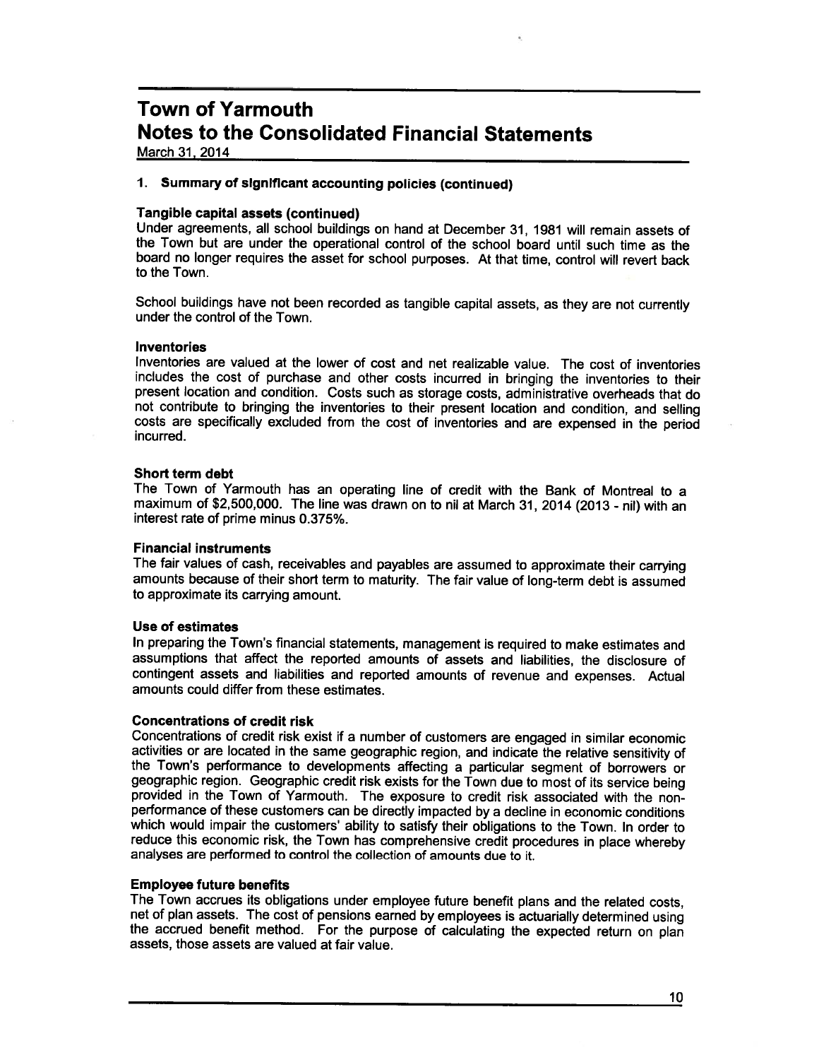# Town of Yarmouth
# Notes to the Consolidated Financial Statements

March 31, 2014

## 1. Summary of significant accounting policies (continued)

**Tangible capital assets (continued)**

Under agreements, all school buildings on hand at December 31, 1981 will remain assets of the Town but are under the operational control of the school board until such time as the board no longer requires the asset for school purposes. At that time, control will revert back to the Town.

School buildings have not been recorded as tangible capital assets, as they are not currently under the control of the Town.

**Inventories**

Inventories are valued at the lower of cost and net realizable value. The cost of inventories includes the cost of purchase and other costs incurred in bringing the inventories to their present location and condition. Costs such as storage costs, administrative overheads that do not contribute to bringing the inventories to their present location and condition, and selling costs are specifically excluded from the cost of inventories and are expensed in the period incurred.

**Short term debt**

The Town of Yarmouth has an operating line of credit with the Bank of Montreal to a maximum of $2,500,000. The line was drawn on to nil at March 31, 2014 (2013 - nil) with an interest rate of prime minus 0.375%.

**Financial instruments**

The fair values of cash, receivables and payables are assumed to approximate their carrying amounts because of their short term to maturity. The fair value of long-term debt is assumed to approximate its carrying amount.

**Use of estimates**

In preparing the Town's financial statements, management is required to make estimates and assumptions that affect the reported amounts of assets and liabilities, the disclosure of contingent assets and liabilities and reported amounts of revenue and expenses. Actual amounts could differ from these estimates.

**Concentrations of credit risk**

Concentrations of credit risk exist if a number of customers are engaged in similar economic activities or are located in the same geographic region, and indicate the relative sensitivity of the Town's performance to developments affecting a particular segment of borrowers or geographic region. Geographic credit risk exists for the Town due to most of its service being provided in the Town of Yarmouth. The exposure to credit risk associated with the non-performance of these customers can be directly impacted by a decline in economic conditions which would impair the customers' ability to satisfy their obligations to the Town. In order to reduce this economic risk, the Town has comprehensive credit procedures in place whereby analyses are performed to control the collection of amounts due to it.

**Employee future benefits**

The Town accrues its obligations under employee future benefit plans and the related costs, net of plan assets. The cost of pensions earned by employees is actuarially determined using the accrued benefit method. For the purpose of calculating the expected return on plan assets, those assets are valued at fair value.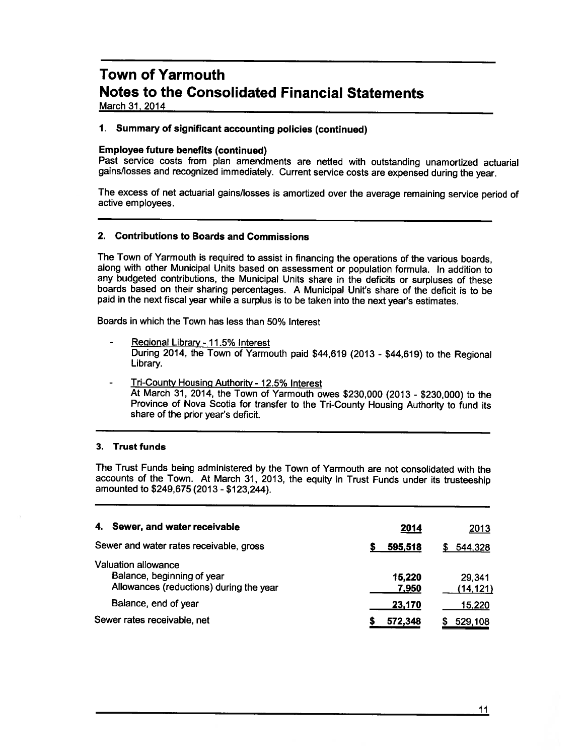# Town of Yarmouth

## Notes to the Consolidated Financial Statements

March 31, 2014

### 1. Summary of significant accounting policies (continued)

**Employee future benefits (continued)**

Past service costs from plan amendments are netted with outstanding unamortized actuarial gains/losses and recognized immediately. Current service costs are expensed during the year.

The excess of net actuarial gains/losses is amortized over the average remaining service period of active employees.

### 2. Contributions to Boards and Commissions

The Town of Yarmouth is required to assist in financing the operations of the various boards, along with other Municipal Units based on assessment or population formula. In addition to any budgeted contributions, the Municipal Units share in the deficits or surpluses of these boards based on their sharing percentages. A Municipal Unit's share of the deficit is to be paid in the next fiscal year while a surplus is to be taken into the next year's estimates.

Boards in which the Town has less than 50% Interest

- Regional Library - 11.5% Interest
  During 2014, the Town of Yarmouth paid $44,619 (2013 - $44,619) to the Regional Library.

- Tri-County Housing Authority - 12.5% Interest
  At March 31, 2014, the Town of Yarmouth owes $230,000 (2013 - $230,000) to the Province of Nova Scotia for transfer to the Tri-County Housing Authority to fund its share of the prior year's deficit.

### 3. Trust funds

The Trust Funds being administered by the Town of Yarmouth are not consolidated with the accounts of the Town. At March 31, 2013, the equity in Trust Funds under its trusteeship amounted to $249,675 (2013 - $123,244).

### 4. Sewer, and water receivable

| | 2014 | 2013 |
|---|---|---|
| Sewer and water rates receivable, gross | $ 595,518 | $ 544,328 |
| Valuation allowance | | |
| Balance, beginning of year | 15,220 | 29,341 |
| Allowances (reductions) during the year | 7,950 | (14,121) |
| Balance, end of year | 23,170 | 15,220 |
| Sewer rates receivable, net | $ 572,348 | $ 529,108 |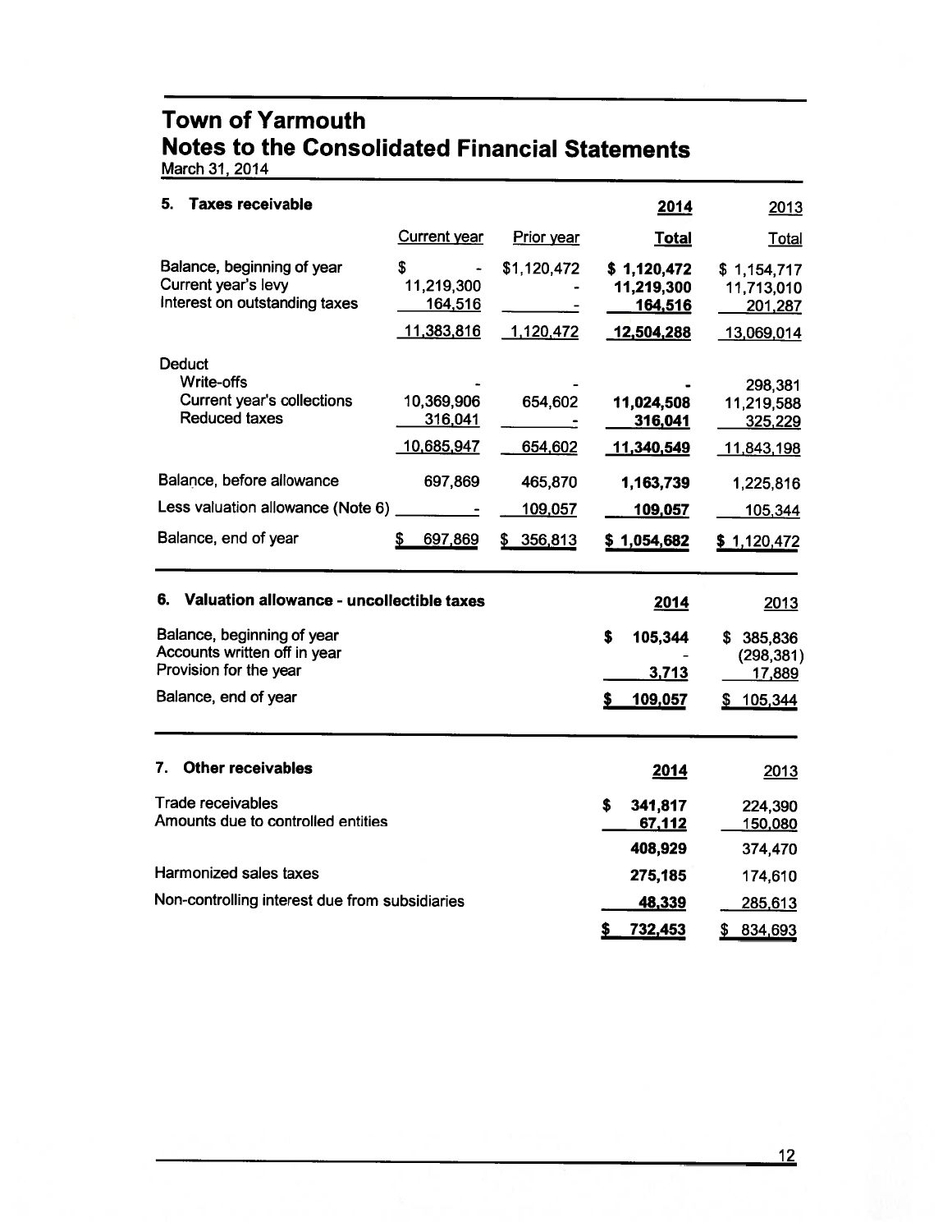# Town of Yarmouth
## Notes to the Consolidated Financial Statements
March 31, 2014

### 5. Taxes receivable

| | Current year | Prior year | 2014 Total | 2013 Total |
|---|---|---|---|---|
| Balance, beginning of year | $ - | $1,120,472 | $ 1,120,472 | $ 1,154,717 |
| Current year's levy | 11,219,300 | - | 11,219,300 | 11,713,010 |
| Interest on outstanding taxes | 164,516 | - | 164,516 | 201,287 |
| | 11,383,816 | 1,120,472 | 12,504,288 | 13,069,014 |
| Deduct | | | | |
| Write-offs | - | - | - | 298,381 |
| Current year's collections | 10,369,906 | 654,602 | 11,024,508 | 11,219,588 |
| Reduced taxes | 316,041 | - | 316,041 | 325,229 |
| | 10,685,947 | 654,602 | 11,340,549 | 11,843,198 |
| Balance, before allowance | 697,869 | 465,870 | 1,163,739 | 1,225,816 |
| Less valuation allowance (Note 6) | - | 109,057 | 109,057 | 105,344 |
| Balance, end of year | $ 697,869 | $ 356,813 | $ 1,054,682 | $ 1,120,472 |

### 6. Valuation allowance - uncollectible taxes

| | 2014 | 2013 |
|---|---|---|
| Balance, beginning of year | $ 105,344 | $ 385,836 |
| Accounts written off in year | - | (298,381) |
| Provision for the year | 3,713 | 17,889 |
| Balance, end of year | $ 109,057 | $ 105,344 |

### 7. Other receivables

| | 2014 | 2013 |
|---|---|---|
| Trade receivables | $ 341,817 | 224,390 |
| Amounts due to controlled entities | 67,112 | 150,080 |
| | 408,929 | 374,470 |
| Harmonized sales taxes | 275,185 | 174,610 |
| Non-controlling interest due from subsidiaries | 48,339 | 285,613 |
| | $ 732,453 | $ 834,693 |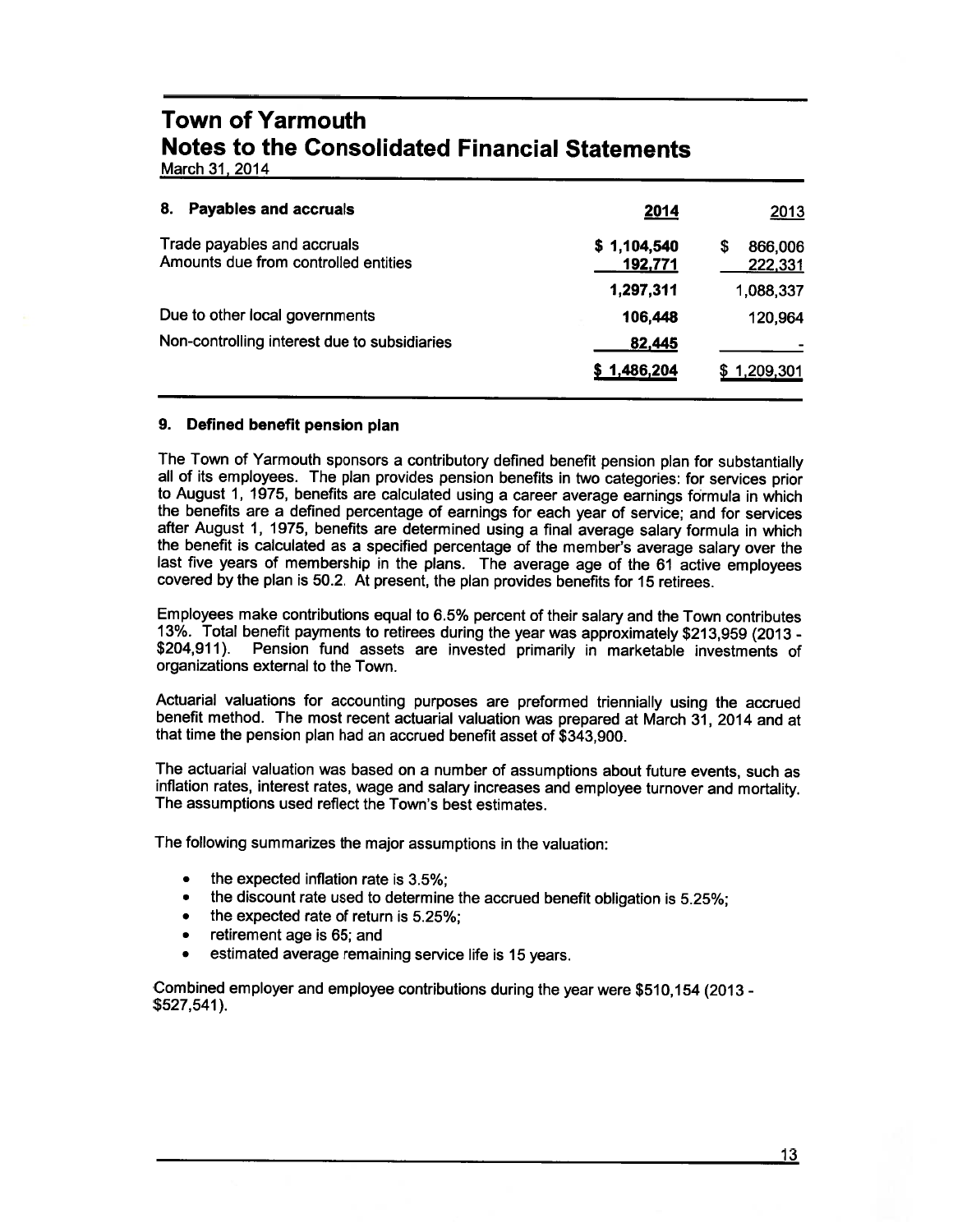# Town of Yarmouth
# Notes to the Consolidated Financial Statements
March 31, 2014

| 8. Payables and accruals | 2014 | 2013 |
|---|---|---|
| Trade payables and accruals | $ 1,104,540 | $ 866,006 |
| Amounts due from controlled entities | 192,771 | 222,331 |
| | 1,297,311 | 1,088,337 |
| Due to other local governments | 106,448 | 120,964 |
| Non-controlling interest due to subsidiaries | 82,445 | - |
| | $ 1,486,204 | $ 1,209,301 |

## 9. Defined benefit pension plan

The Town of Yarmouth sponsors a contributory defined benefit pension plan for substantially all of its employees. The plan provides pension benefits in two categories: for services prior to August 1, 1975, benefits are calculated using a career average earnings formula in which the benefits are a defined percentage of earnings for each year of service; and for services after August 1, 1975, benefits are determined using a final average salary formula in which the benefit is calculated as a specified percentage of the member's average salary over the last five years of membership in the plans. The average age of the 61 active employees covered by the plan is 50.2. At present, the plan provides benefits for 15 retirees.

Employees make contributions equal to 6.5% percent of their salary and the Town contributes 13%. Total benefit payments to retirees during the year was approximately $213,959 (2013 - $204,911). Pension fund assets are invested primarily in marketable investments of organizations external to the Town.

Actuarial valuations for accounting purposes are preformed triennially using the accrued benefit method. The most recent actuarial valuation was prepared at March 31, 2014 and at that time the pension plan had an accrued benefit asset of $343,900.

The actuarial valuation was based on a number of assumptions about future events, such as inflation rates, interest rates, wage and salary increases and employee turnover and mortality. The assumptions used reflect the Town's best estimates.

The following summarizes the major assumptions in the valuation:

- the expected inflation rate is 3.5%;
- the discount rate used to determine the accrued benefit obligation is 5.25%;
- the expected rate of return is 5.25%;
- retirement age is 65; and
- estimated average remaining service life is 15 years.

Combined employer and employee contributions during the year were $510,154 (2013 - $527,541).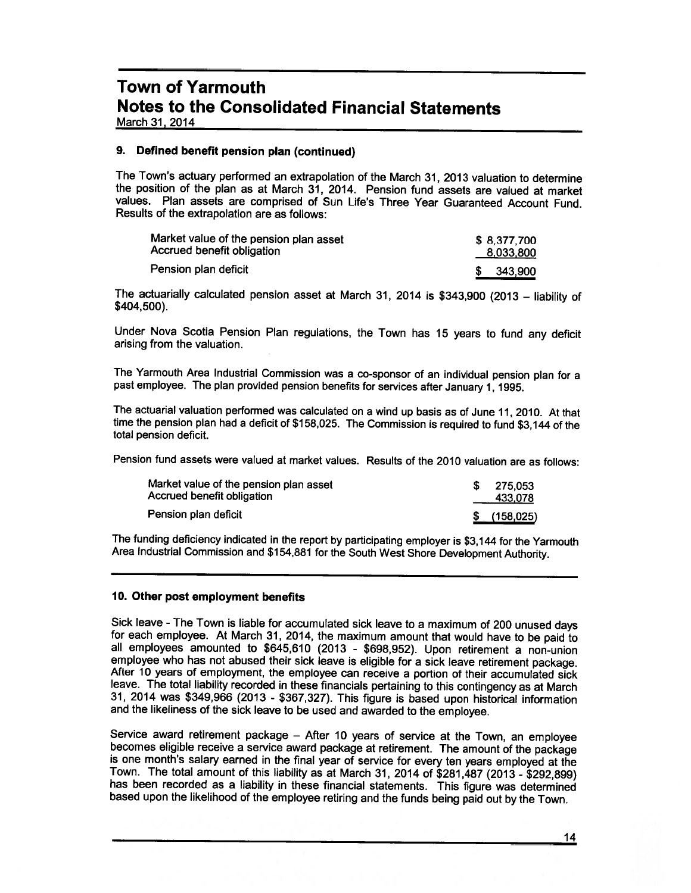# Town of Yarmouth
# Notes to the Consolidated Financial Statements
March 31, 2014

## 9. Defined benefit pension plan (continued)

The Town's actuary performed an extrapolation of the March 31, 2013 valuation to determine the position of the plan as at March 31, 2014. Pension fund assets are valued at market values. Plan assets are comprised of Sun Life's Three Year Guaranteed Account Fund. Results of the extrapolation are as follows:

| | |
|---|---|
| Market value of the pension plan asset | $ 8,377,700 |
| Accrued benefit obligation | 8,033,800 |
| Pension plan deficit | $ 343,900 |

The actuarially calculated pension asset at March 31, 2014 is $343,900 (2013 – liability of $404,500).

Under Nova Scotia Pension Plan regulations, the Town has 15 years to fund any deficit arising from the valuation.

The Yarmouth Area Industrial Commission was a co-sponsor of an individual pension plan for a past employee. The plan provided pension benefits for services after January 1, 1995.

The actuarial valuation performed was calculated on a wind up basis as of June 11, 2010. At that time the pension plan had a deficit of $158,025. The Commission is required to fund $3,144 of the total pension deficit.

Pension fund assets were valued at market values. Results of the 2010 valuation are as follows:

| | |
|---|---|
| Market value of the pension plan asset | $ 275,053 |
| Accrued benefit obligation | 433,078 |
| Pension plan deficit | $ (158,025) |

The funding deficiency indicated in the report by participating employer is $3,144 for the Yarmouth Area Industrial Commission and $154,881 for the South West Shore Development Authority.

## 10. Other post employment benefits

Sick leave - The Town is liable for accumulated sick leave to a maximum of 200 unused days for each employee. At March 31, 2014, the maximum amount that would have to be paid to all employees amounted to $645,610 (2013 - $698,952). Upon retirement a non-union employee who has not abused their sick leave is eligible for a sick leave retirement package. After 10 years of employment, the employee can receive a portion of their accumulated sick leave. The total liability recorded in these financials pertaining to this contingency as at March 31, 2014 was $349,966 (2013 - $367,327). This figure is based upon historical information and the likeliness of the sick leave to be used and awarded to the employee.

Service award retirement package – After 10 years of service at the Town, an employee becomes eligible receive a service award package at retirement. The amount of the package is one month's salary earned in the final year of service for every ten years employed at the Town. The total amount of this liability as at March 31, 2014 of $281,487 (2013 - $292,899) has been recorded as a liability in these financial statements. This figure was determined based upon the likelihood of the employee retiring and the funds being paid out by the Town.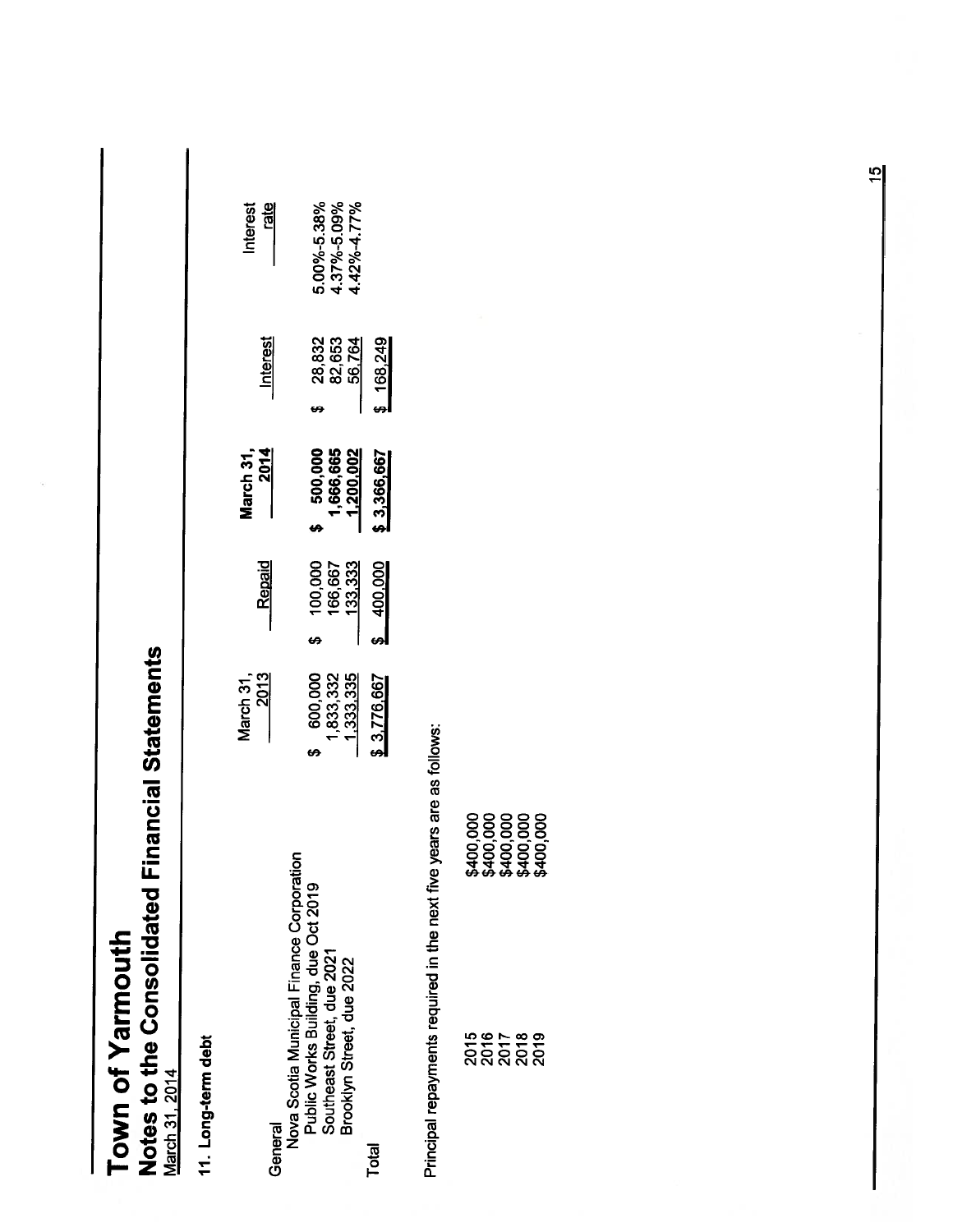# Town of Yarmouth
## Notes to the Consolidated Financial Statements
March 31, 2014

### 11. Long-term debt

| | March 31, 2013 | Repaid | March 31, 2014 | Interest | Interest rate |
|---|---|---|---|---|---|
| General | | | | | |
| Nova Scotia Municipal Finance Corporation | | | | | |
| Public Works Building, due Oct 2019 | $ 600,000 | $ 100,000 | $ 500,000 | $ 28,832 | 5.00%-5.38% |
| Southeast Street, due 2021 | 1,833,332 | 166,667 | 1,666,665 | 82,653 | 4.37%-5.09% |
| Brooklyn Street, due 2022 | 1,333,335 | 133,333 | 1,200,002 | 56,764 | 4.42%-4.77% |
| Total | $ 3,776,667 | $ 400,000 | $ 3,366,667 | $ 168,249 | |

Principal repayments required in the next five years are as follows:

| | |
|---|---|
| 2015 | $400,000 |
| 2016 | $400,000 |
| 2017 | $400,000 |
| 2018 | $400,000 |
| 2019 | $400,000 |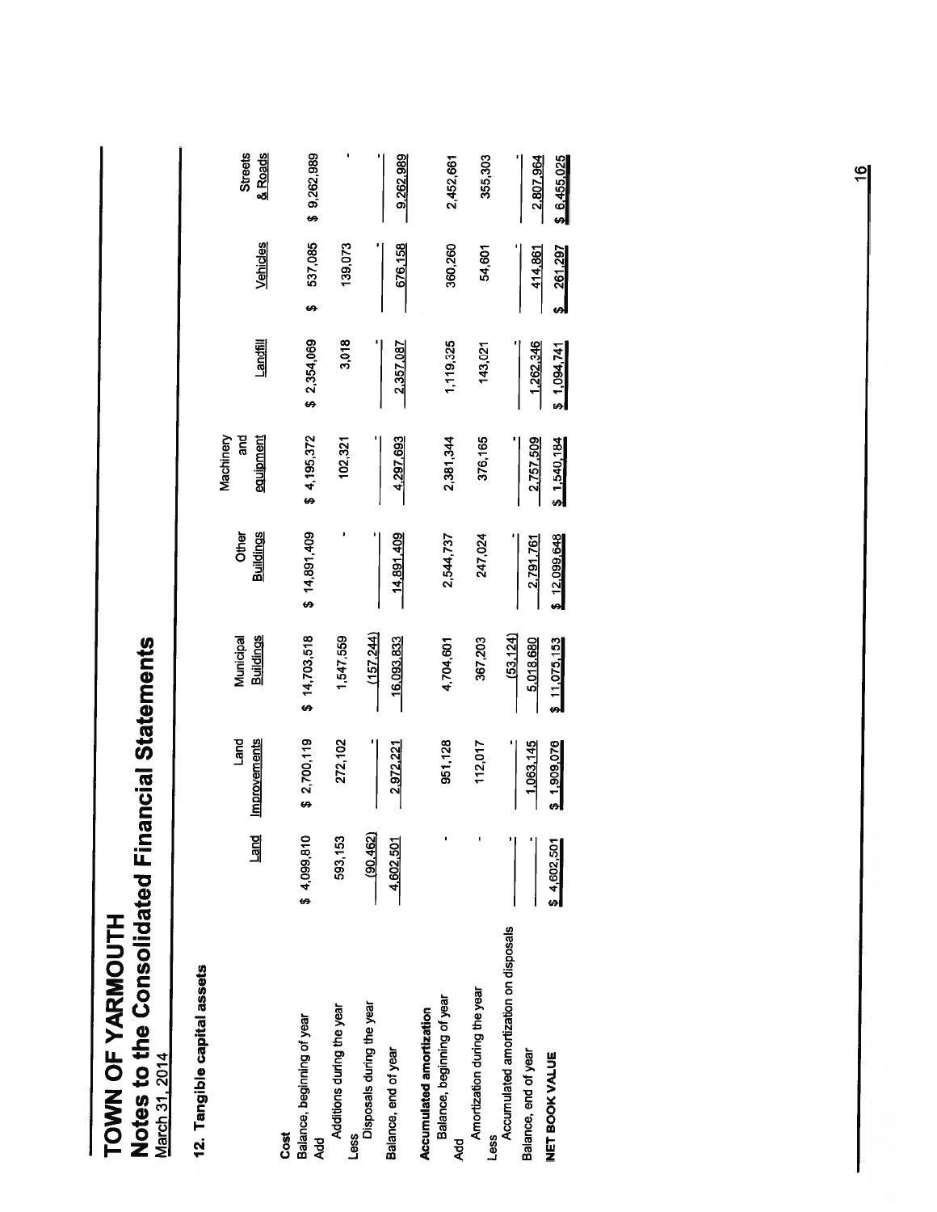# TOWN OF YARMOUTH

## Notes to the Consolidated Financial Statements

March 31, 2014

### 12. Tangible capital assets

| | Land | Land Improvements | Municipal Buildings | Other Buildings | Machinery and equipment | Landfill | Vehicles | Streets & Roads |
|---|---|---|---|---|---|---|---|---|
| **Cost** | | | | | | | | |
| Balance, beginning of year | $ 4,099,810 | $ 2,700,119 | $ 14,703,518 | $ 14,891,409 | $ 4,195,372 | $ 2,354,069 | $ 537,085 | $ 9,262,989 |
| Add | | | | | | | | |
| Additions during the year | 593,153 | 272,102 | 1,547,559 | - | 102,321 | 3,018 | 139,073 | - |
| Less | | | | | | | | |
| Disposals during the year | (90,462) | - | (157,244) | - | - | - | - | - |
| Balance, end of year | 4,602,501 | 2,972,221 | 16,093,833 | 14,891,409 | 4,297,693 | 2,357,087 | 676,158 | 9,262,989 |
| **Accumulated amortization** | | | | | | | | |
| Balance, beginning of year | - | 951,128 | 4,704,601 | 2,544,737 | 2,381,344 | 1,119,325 | 360,260 | 2,452,661 |
| Add | | | | | | | | |
| Amortization during the year | - | 112,017 | 367,203 | 247,024 | 376,165 | 143,021 | 54,601 | 355,303 |
| Less | | | | | | | | |
| Accumulated amortization on disposals | - | - | (53,124) | - | - | - | - | - |
| Balance, end of year | - | 1,063,145 | 5,018,680 | 2,791,761 | 2,757,509 | 1,262,346 | 414,861 | 2,807,964 |
| **NET BOOK VALUE** | $ 4,602,501 | $ 1,909,076 | $ 11,075,153 | $ 12,099,648 | $ 1,540,184 | $ 1,094,741 | $ 261,297 | $ 6,455,025 |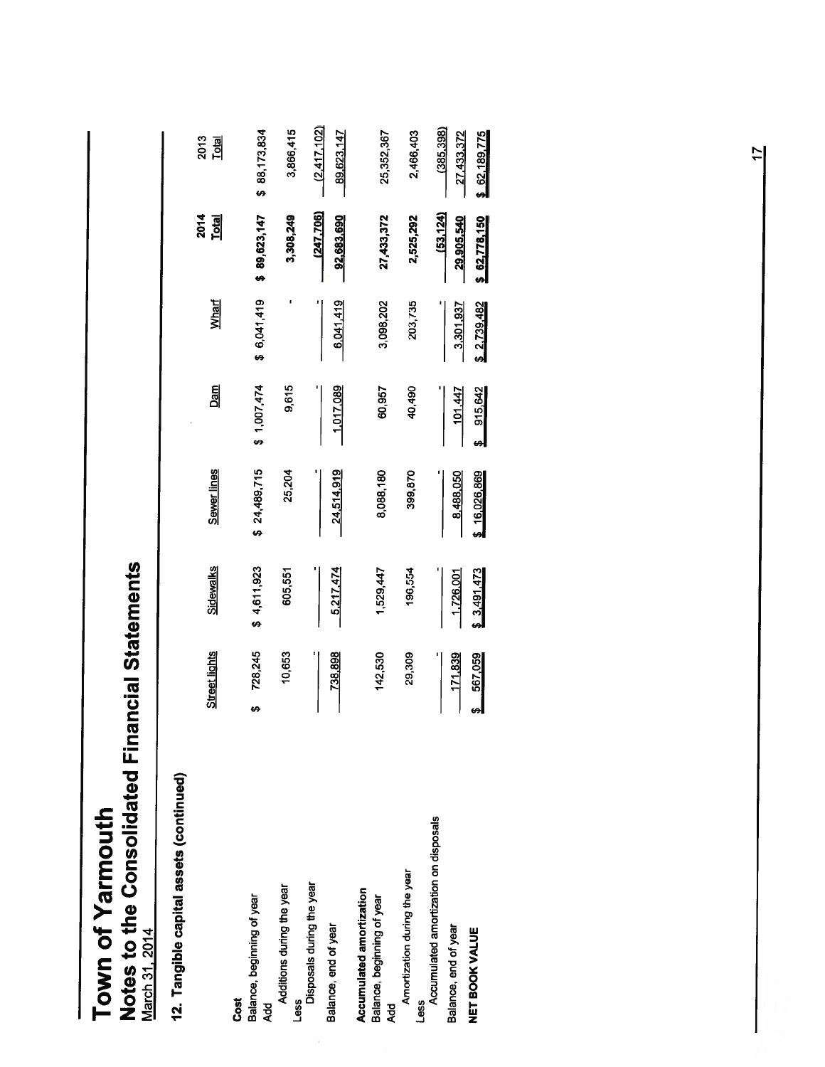# Town of Yarmouth

## Notes to the Consolidated Financial Statements

March 31, 2014

### 12. Tangible capital assets (continued)

| | Street lights | Sidewalks | Sewer lines | Dam | Wharf | 2014 Total | 2013 Total |
|---|---|---|---|---|---|---|---|
| **Cost** | | | | | | | |
| Balance, beginning of year | $ 728,245 | $ 4,611,923 | $ 24,489,715 | $ 1,007,474 | $ 6,041,419 | $ 89,623,147 | $ 88,173,834 |
| Add | | | | | | | |
| Additions during the year | 10,653 | 605,551 | 25,204 | 9,615 | - | 3,308,249 | 3,866,415 |
| Less | | | | | | | |
| Disposals during the year | - | - | - | - | - | (247,706) | (2,417,102) |
| Balance, end of year | 738,898 | 5,217,474 | 24,514,919 | 1,017,089 | 6,041,419 | 92,683,690 | 89,623,147 |
| **Accumulated amortization** | | | | | | | |
| Balance, beginning of year | 142,530 | 1,529,447 | 8,088,180 | 60,957 | 3,098,202 | 27,433,372 | 25,352,367 |
| Add | | | | | | | |
| Amortization during the year | 29,309 | 196,554 | 399,870 | 40,490 | 203,735 | 2,525,292 | 2,466,403 |
| Less | | | | | | | |
| Accumulated amortization on disposals | - | - | - | - | - | (53,124) | (385,398) |
| Balance, end of year | 171,839 | 1,726,001 | 8,488,050 | 101,447 | 3,301,937 | 29,905,540 | 27,433,372 |
| **NET BOOK VALUE** | $ 567,059 | $ 3,491,473 | $ 16,026,869 | $ 915,642 | $ 2,739,482 | $ 62,778,150 | $ 62,189,775 |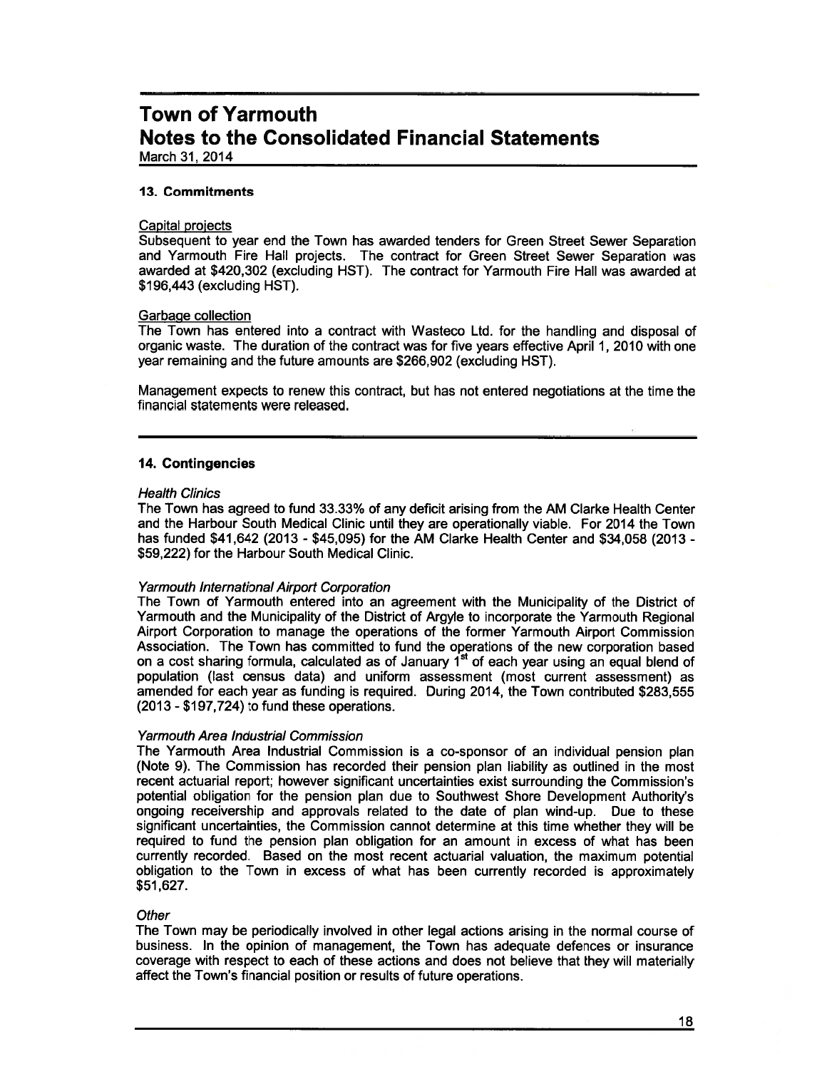# Town of Yarmouth
# Notes to the Consolidated Financial Statements
March 31, 2014

### 13. Commitments

Capital projects
Subsequent to year end the Town has awarded tenders for Green Street Sewer Separation and Yarmouth Fire Hall projects. The contract for Green Street Sewer Separation was awarded at $420,302 (excluding HST). The contract for Yarmouth Fire Hall was awarded at $196,443 (excluding HST).

Garbage collection
The Town has entered into a contract with Wasteco Ltd. for the handling and disposal of organic waste. The duration of the contract was for five years effective April 1, 2010 with one year remaining and the future amounts are $266,902 (excluding HST).

Management expects to renew this contract, but has not entered negotiations at the time the financial statements were released.

### 14. Contingencies

*Health Clinics*
The Town has agreed to fund 33.33% of any deficit arising from the AM Clarke Health Center and the Harbour South Medical Clinic until they are operationally viable. For 2014 the Town has funded $41,642 (2013 - $45,095) for the AM Clarke Health Center and $34,058 (2013 - $59,222) for the Harbour South Medical Clinic.

*Yarmouth International Airport Corporation*
The Town of Yarmouth entered into an agreement with the Municipality of the District of Yarmouth and the Municipality of the District of Argyle to incorporate the Yarmouth Regional Airport Corporation to manage the operations of the former Yarmouth Airport Commission Association. The Town has committed to fund the operations of the new corporation based on a cost sharing formula, calculated as of January 1st of each year using an equal blend of population (last census data) and uniform assessment (most current assessment) as amended for each year as funding is required. During 2014, the Town contributed $283,555 (2013 - $197,724) to fund these operations.

*Yarmouth Area Industrial Commission*
The Yarmouth Area Industrial Commission is a co-sponsor of an individual pension plan (Note 9). The Commission has recorded their pension plan liability as outlined in the most recent actuarial report; however significant uncertainties exist surrounding the Commission's potential obligation for the pension plan due to Southwest Shore Development Authority's ongoing receivership and approvals related to the date of plan wind-up. Due to these significant uncertainties, the Commission cannot determine at this time whether they will be required to fund the pension plan obligation for an amount in excess of what has been currently recorded. Based on the most recent actuarial valuation, the maximum potential obligation to the Town in excess of what has been currently recorded is approximately $51,627.

*Other*
The Town may be periodically involved in other legal actions arising in the normal course of business. In the opinion of management, the Town has adequate defences or insurance coverage with respect to each of these actions and does not believe that they will materially affect the Town's financial position or results of future operations.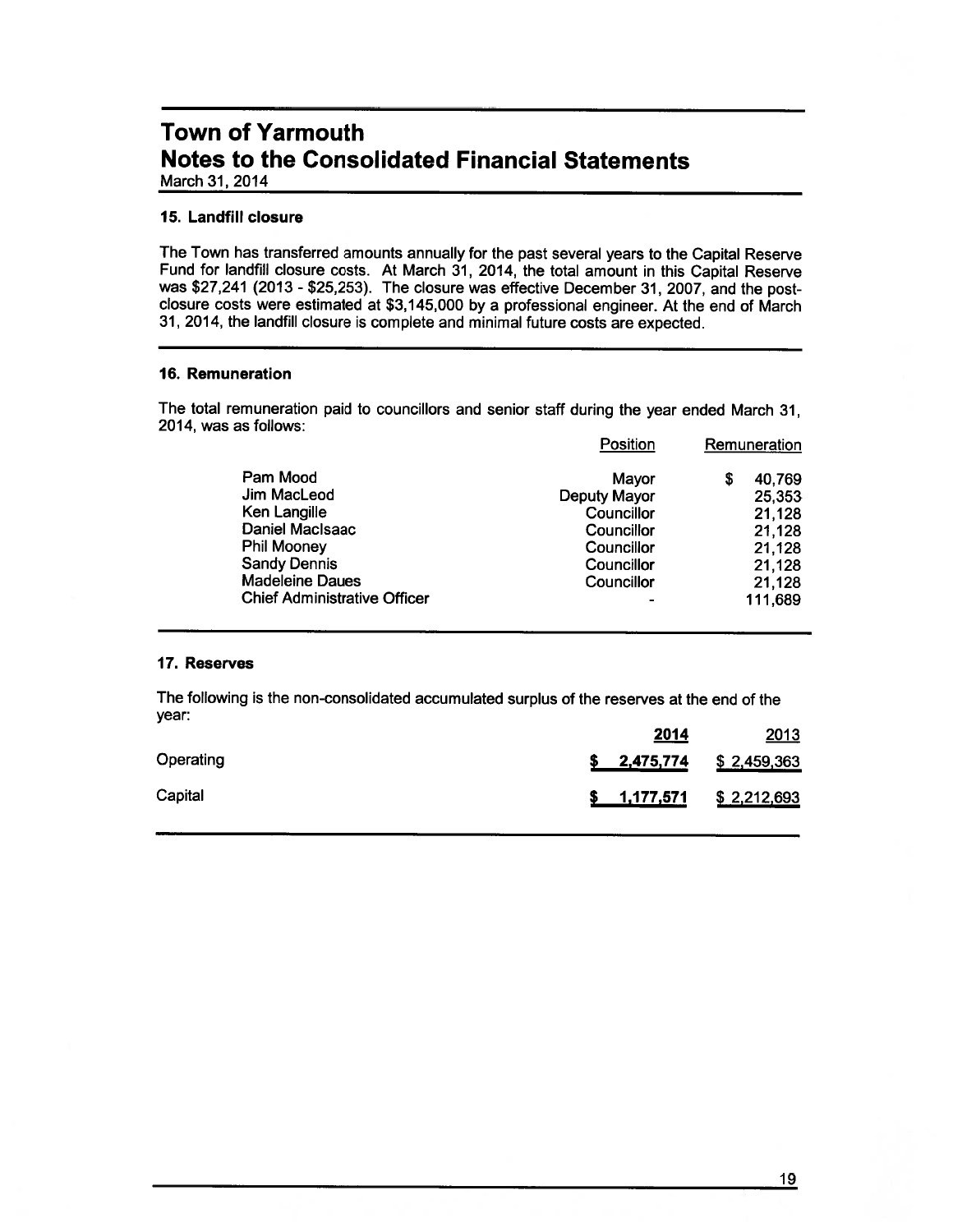# Town of Yarmouth
# Notes to the Consolidated Financial Statements
March 31, 2014

### 15. Landfill closure

The Town has transferred amounts annually for the past several years to the Capital Reserve Fund for landfill closure costs. At March 31, 2014, the total amount in this Capital Reserve was $27,241 (2013 - $25,253). The closure was effective December 31, 2007, and the post-closure costs were estimated at $3,145,000 by a professional engineer. At the end of March 31, 2014, the landfill closure is complete and minimal future costs are expected.

### 16. Remuneration

The total remuneration paid to councillors and senior staff during the year ended March 31, 2014, was as follows:

| | Position | Remuneration |
|---|---|---|
| Pam Mood | Mayor | $ 40,769 |
| Jim MacLeod | Deputy Mayor | 25,353 |
| Ken Langille | Councillor | 21,128 |
| Daniel MacIsaac | Councillor | 21,128 |
| Phil Mooney | Councillor | 21,128 |
| Sandy Dennis | Councillor | 21,128 |
| Madeleine Daues | Councillor | 21,128 |
| Chief Administrative Officer | - | 111,689 |

### 17. Reserves

The following is the non-consolidated accumulated surplus of the reserves at the end of the year:

| | **2014** | 2013 |
|---|---|---|
| Operating | **$ 2,475,774** | $ 2,459,363 |
| Capital | **$ 1,177,571** | $ 2,212,693 |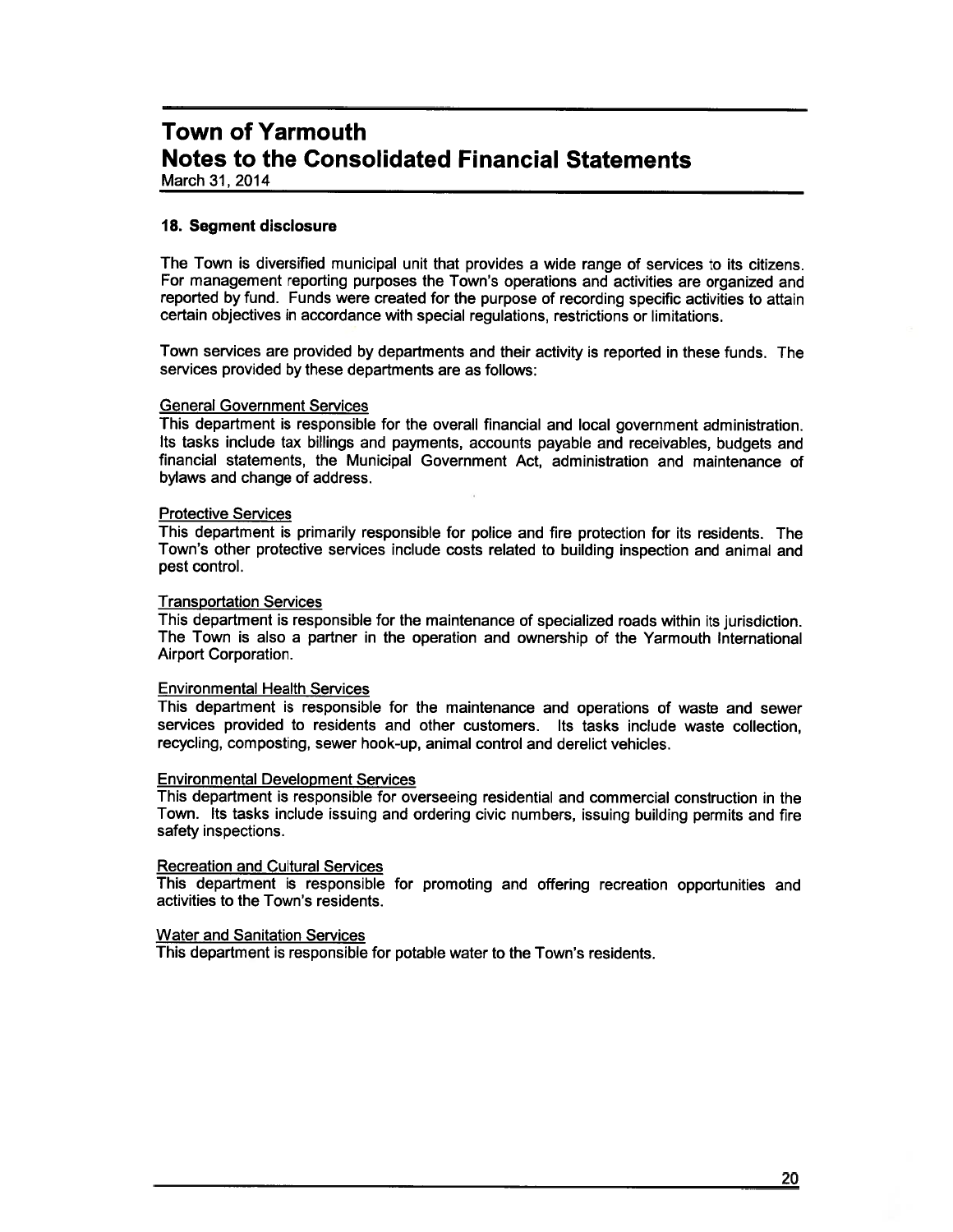# Town of Yarmouth
## Notes to the Consolidated Financial Statements
March 31, 2014

### 18. Segment disclosure

The Town is diversified municipal unit that provides a wide range of services to its citizens. For management reporting purposes the Town's operations and activities are organized and reported by fund. Funds were created for the purpose of recording specific activities to attain certain objectives in accordance with special regulations, restrictions or limitations.

Town services are provided by departments and their activity is reported in these funds. The services provided by these departments are as follows:

General Government Services
This department is responsible for the overall financial and local government administration. Its tasks include tax billings and payments, accounts payable and receivables, budgets and financial statements, the Municipal Government Act, administration and maintenance of bylaws and change of address.

Protective Services
This department is primarily responsible for police and fire protection for its residents. The Town's other protective services include costs related to building inspection and animal and pest control.

Transportation Services
This department is responsible for the maintenance of specialized roads within its jurisdiction. The Town is also a partner in the operation and ownership of the Yarmouth International Airport Corporation.

Environmental Health Services
This department is responsible for the maintenance and operations of waste and sewer services provided to residents and other customers. Its tasks include waste collection, recycling, composting, sewer hook-up, animal control and derelict vehicles.

Environmental Development Services
This department is responsible for overseeing residential and commercial construction in the Town. Its tasks include issuing and ordering civic numbers, issuing building permits and fire safety inspections.

Recreation and Cultural Services
This department is responsible for promoting and offering recreation opportunities and activities to the Town's residents.

Water and Sanitation Services
This department is responsible for potable water to the Town's residents.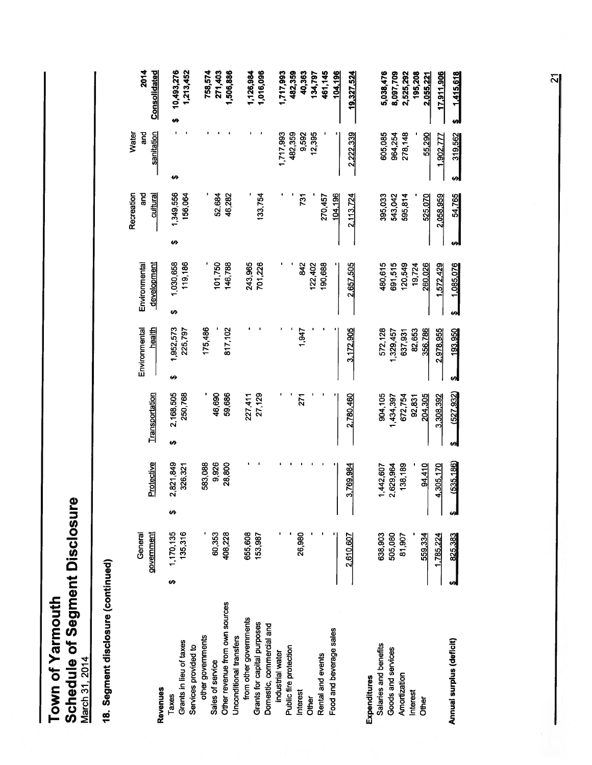# Town of Yarmouth

## Schedule of Segment Disclosure

March 31, 2014

### 18. Segment disclosure (continued)

| | General government | Protective | Transportation | Environmental health | Environmental development | Recreation and cultural | Water and sanitation | 2014 Consolidated |
|---|---|---|---|---|---|---|---|---|
| **Revenues** | | | | | | | | |
| Taxes | $ 1,170,135 | $ 2,821,849 | $ 2,168,505 | $ 1,952,573 | $ 1,030,658 | $ 1,349,556 | $ - | $ 10,493,276 |
| Grants in lieu of taxes | 135,316 | 326,321 | 250,768 | 225,797 | 119,186 | 156,064 | - | 1,213,452 |
| Services provided to other governments | - | 583,088 | - | 175,486 | - | - | - | 758,574 |
| Sales of service | 60,353 | 9,926 | 46,690 | - | 101,750 | 52,684 | - | 271,403 |
| Other revenue from own sources | 408,228 | 28,800 | 59,686 | 817,102 | 146,788 | 46,282 | - | 1,506,886 |
| Unconditional transfers from other governments | 655,608 | - | 227,411 | - | 243,965 | - | - | 1,126,984 |
| Grants for capital purposes | 153,987 | - | 27,129 | - | 701,226 | 133,754 | - | 1,016,096 |
| Domestic, commercial and industrial water | - | - | - | - | - | - | 1,717,993 | 1,717,993 |
| Public fire protection | - | - | - | - | - | - | 482,359 | 482,359 |
| Interest | 26,980 | - | 271 | 1,947 | 842 | 731 | 9,592 | 40,363 |
| Other | - | - | - | - | 122,402 | - | 12,395 | 134,797 |
| Rental and events | - | - | - | - | 190,688 | 270,457 | - | 461,145 |
| Food and beverage sales | - | - | - | - | - | 104,196 | - | 104,196 |
| | 2,610,607 | 3,769,984 | 2,780,460 | 3,172,905 | 2,657,505 | 2,113,724 | 2,222,339 | 19,327,524 |
| **Expenditures** | | | | | | | | |
| Salaries and benefits | 638,903 | 1,442,607 | 904,105 | 572,128 | 480,615 | 395,033 | 605,085 | 5,038,476 |
| Goods and services | 505,080 | 2,629,964 | 1,434,397 | 1,329,457 | 691,515 | 543,042 | 964,254 | 8,097,709 |
| Amortization | 81,907 | 138,189 | 672,754 | 637,931 | 120,549 | 595,814 | 278,148 | 2,525,292 |
| Interest | - | - | 92,831 | 82,653 | 19,724 | - | - | 195,208 |
| Other | 559,334 | 94,410 | 204,305 | 356,786 | 260,026 | 525,070 | 55,290 | 2,055,221 |
| | 1,785,224 | 4,305,170 | 3,308,392 | 2,978,955 | 1,572,429 | 2,058,959 | 1,902,777 | 17,911,906 |
| **Annual surplus (deficit)** | $ 825,383 | $ (535,186) | $ (527,932) | $ 193,950 | $ 1,085,076 | $ 54,765 | $ 319,562 | $ 1,415,618 |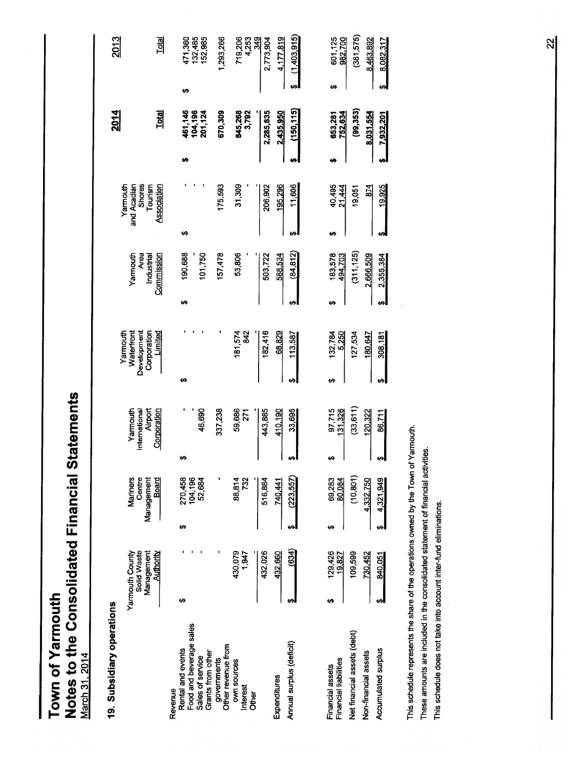# Town of Yarmouth

## Notes to the Consolidated Financial Statements

March 31, 2014

### 19. Subsidiary operations

| | Yarmouth County Solid Waste Management Authority | Mariners Centre Management Board | Yarmouth International Airport Corporation | Yarmouth Waterfront Development Corporation Limited | Yarmouth Area Industrial Commission | Yarmouth and Acadian Shores Tourism Association | 2014 Total | 2013 Total |
|---|---|---|---|---|---|---|---|---|
| **Revenue** | | | | | | | | |
| Rental and events | $ - | $ 270,458 | $ - | $ - | $ 190,688 | $ - | $ 461,146 | $ 471,360 |
| Food and beverage sales | - | 104,196 | - | - | - | - | 104,196 | 132,485 |
| Sales of service | - | 52,684 | 46,690 | - | 101,750 | - | 201,124 | 152,985 |
| Grants from other governments | - | - | 337,238 | - | 157,478 | 175,593 | 670,309 | 1,293,266 |
| Other revenue from own sources | 430,079 | 88,814 | 59,686 | 181,574 | 53,806 | 31,309 | 845,268 | 719,206 |
| Interest | 1,947 | 732 | 271 | 842 | - | - | 3,792 | 4,253 |
| Other | - | - | - | - | - | - | - | 349 |
| | 432,026 | 516,884 | 443,885 | 182,416 | 503,722 | 206,902 | 2,285,835 | 2,773,904 |
| Expenditures | 432,660 | 740,441 | 410,190 | 68,829 | 588,534 | 195,296 | 2,435,950 | 4,177,819 |
| Annual surplus (deficit) | $ (634) | $ (223,557) | $ 33,695 | $ 113,587 | $ (84,812) | $ 11,606 | $ (150,115) | $ (1,403,915) |
| | | | | | | | | |
| Financial assets | $ 129,426 | $ 69,283 | $ 97,715 | $ 132,784 | $ 183,578 | $ 40,495 | $ 653,281 | $ 601,125 |
| Financial liabilities | 19,827 | 80,084 | 131,326 | 5,250 | 494,703 | 21,444 | 752,634 | 982,700 |
| Net financial assets (debt) | 109,599 | (10,801) | (33,611) | 127,534 | (311,125) | 19,051 | (99,353) | (381,575) |
| Non-financial assets | 730,452 | 4,332,750 | 120,322 | 180,647 | 2,666,509 | 874 | 8,031,554 | 8,463,892 |
| Accumulated surplus | $ 840,051 | $ 4,321,949 | $ 86,711 | $ 308,181 | $ 2,355,384 | $ 19,925 | $ 7,932,201 | $ 8,082,317 |

This schedule represents the share of the operations owned by the Town of Yarmouth.

These amounts are included in the consolidated statement of financial activities.

This schedule does not take into account inter-fund eliminations.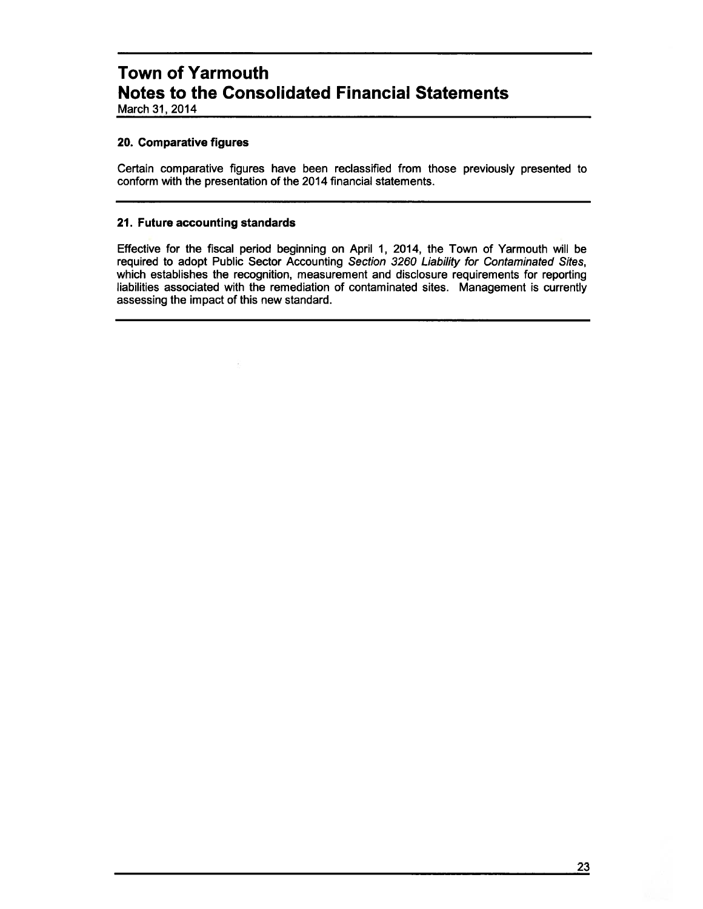# Town of Yarmouth
## Notes to the Consolidated Financial Statements
March 31, 2014

### 20. Comparative figures

Certain comparative figures have been reclassified from those previously presented to conform with the presentation of the 2014 financial statements.

### 21. Future accounting standards

Effective for the fiscal period beginning on April 1, 2014, the Town of Yarmouth will be required to adopt Public Sector Accounting *Section 3260 Liability for Contaminated Sites*, which establishes the recognition, measurement and disclosure requirements for reporting liabilities associated with the remediation of contaminated sites. Management is currently assessing the impact of this new standard.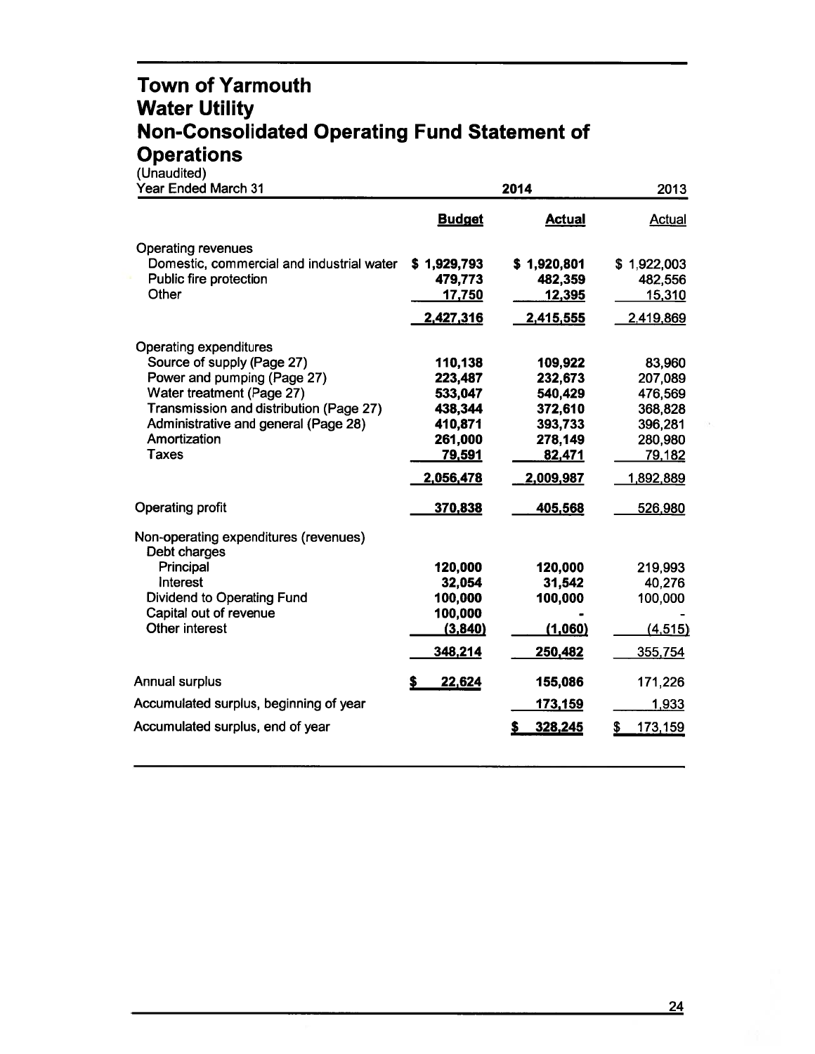# Town of Yarmouth
# Water Utility
# Non-Consolidated Operating Fund Statement of Operations

(Unaudited)

| Year Ended March 31 | 2014 Budget | 2014 Actual | 2013 Actual |
|---|---|---|---|
| **Operating revenues** | | | |
| Domestic, commercial and industrial water | $ 1,929,793 | $ 1,920,801 | $ 1,922,003 |
| Public fire protection | 479,773 | 482,359 | 482,556 |
| Other | 17,750 | 12,395 | 15,310 |
| | 2,427,316 | 2,415,555 | 2,419,869 |
| **Operating expenditures** | | | |
| Source of supply (Page 27) | 110,138 | 109,922 | 83,960 |
| Power and pumping (Page 27) | 223,487 | 232,673 | 207,089 |
| Water treatment (Page 27) | 533,047 | 540,429 | 476,569 |
| Transmission and distribution (Page 27) | 438,344 | 372,610 | 368,828 |
| Administrative and general (Page 28) | 410,871 | 393,733 | 396,281 |
| Amortization | 261,000 | 278,149 | 280,980 |
| Taxes | 79,591 | 82,471 | 79,182 |
| | 2,056,478 | 2,009,987 | 1,892,889 |
| Operating profit | 370,838 | 405,568 | 526,980 |
| **Non-operating expenditures (revenues)** | | | |
| Debt charges | | | |
| Principal | 120,000 | 120,000 | 219,993 |
| Interest | 32,054 | 31,542 | 40,276 |
| Dividend to Operating Fund | 100,000 | 100,000 | 100,000 |
| Capital out of revenue | 100,000 | - | - |
| Other interest | (3,840) | (1,060) | (4,515) |
| | 348,214 | 250,482 | 355,754 |
| Annual surplus | $ 22,624 | 155,086 | 171,226 |
| Accumulated surplus, beginning of year | | 173,159 | 1,933 |
| Accumulated surplus, end of year | | $ 328,245 | $ 173,159 |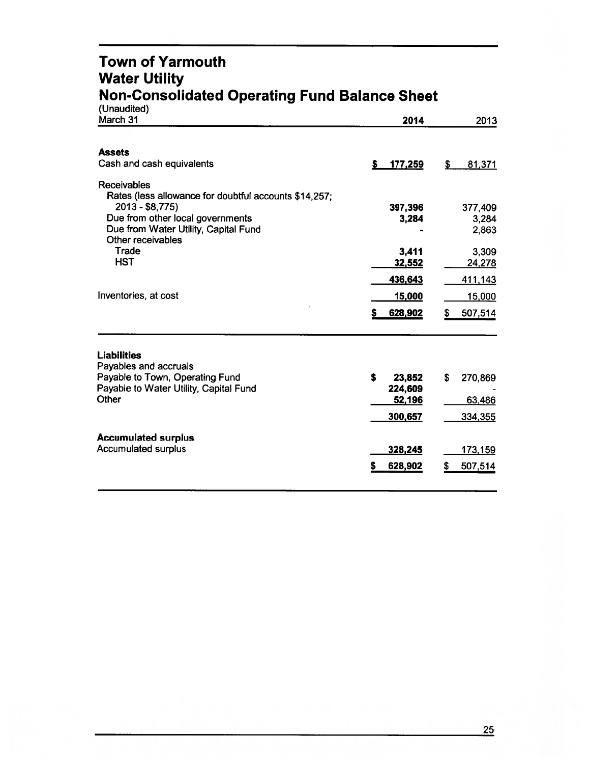# Town of Yarmouth
## Water Utility
## Non-Consolidated Operating Fund Balance Sheet

(Unaudited)

| March 31 | 2014 | 2013 |
|---|---|---|
| **Assets** | | |
| Cash and cash equivalents | $ 177,259 | $ 81,371 |
| Receivables | | |
| Rates (less allowance for doubtful accounts $14,257; 2013 - $8,775) | 397,396 | 377,409 |
| Due from other local governments | 3,284 | 3,284 |
| Due from Water Utility, Capital Fund | - | 2,863 |
| Other receivables | | |
| Trade | 3,411 | 3,309 |
| HST | 32,552 | 24,278 |
| | 436,643 | 411,143 |
| Inventories, at cost | 15,000 | 15,000 |
| | $ 628,902 | $ 507,514 |
| **Liabilities** | | |
| Payables and accruals | | |
| Payable to Town, Operating Fund | $ 23,852 | $ 270,869 |
| Payable to Water Utility, Capital Fund | 224,609 | - |
| Other | 52,196 | 63,486 |
| | 300,657 | 334,355 |
| **Accumulated surplus** | | |
| Accumulated surplus | 328,245 | 173,159 |
| | $ 628,902 | $ 507,514 |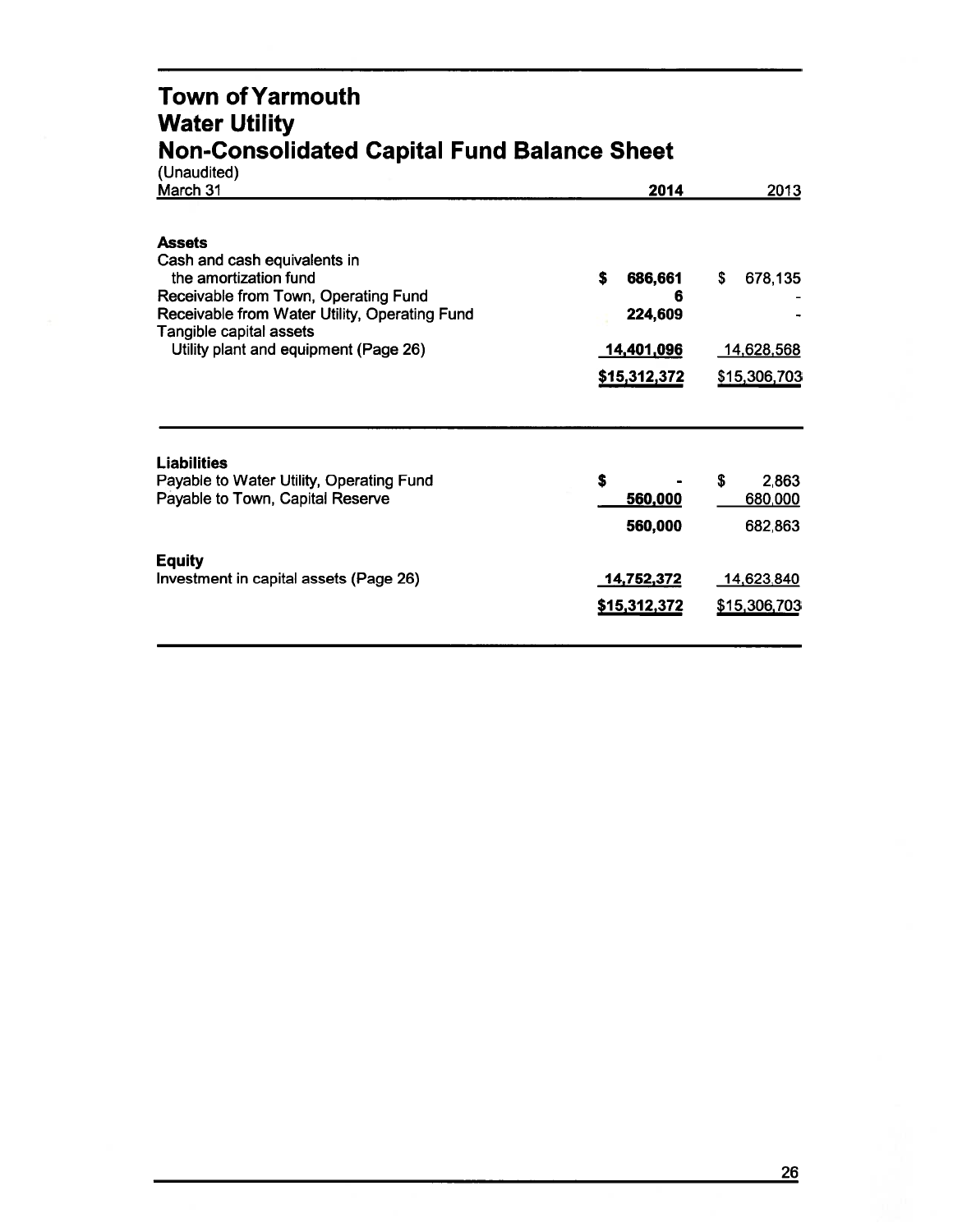# Town of Yarmouth
# Water Utility
# Non-Consolidated Capital Fund Balance Sheet

(Unaudited)

| March 31 | 2014 | 2013 |
|---|---|---|
| **Assets** | | |
| Cash and cash equivalents in the amortization fund | **$ 686,661** | $ 678,135 |
| Receivable from Town, Operating Fund | **6** | - |
| Receivable from Water Utility, Operating Fund | **224,609** | - |
| Tangible capital assets | | |
| Utility plant and equipment (Page 26) | **14,401,096** | 14,628,568 |
| | **$15,312,372** | $15,306,703 |

| | 2014 | 2013 |
|---|---|---|
| **Liabilities** | | |
| Payable to Water Utility, Operating Fund | **$ -** | $ 2,863 |
| Payable to Town, Capital Reserve | **560,000** | 680,000 |
| | **560,000** | 682,863 |
| **Equity** | | |
| Investment in capital assets (Page 26) | **14,752,372** | 14,623,840 |
| | **$15,312,372** | $15,306,703 |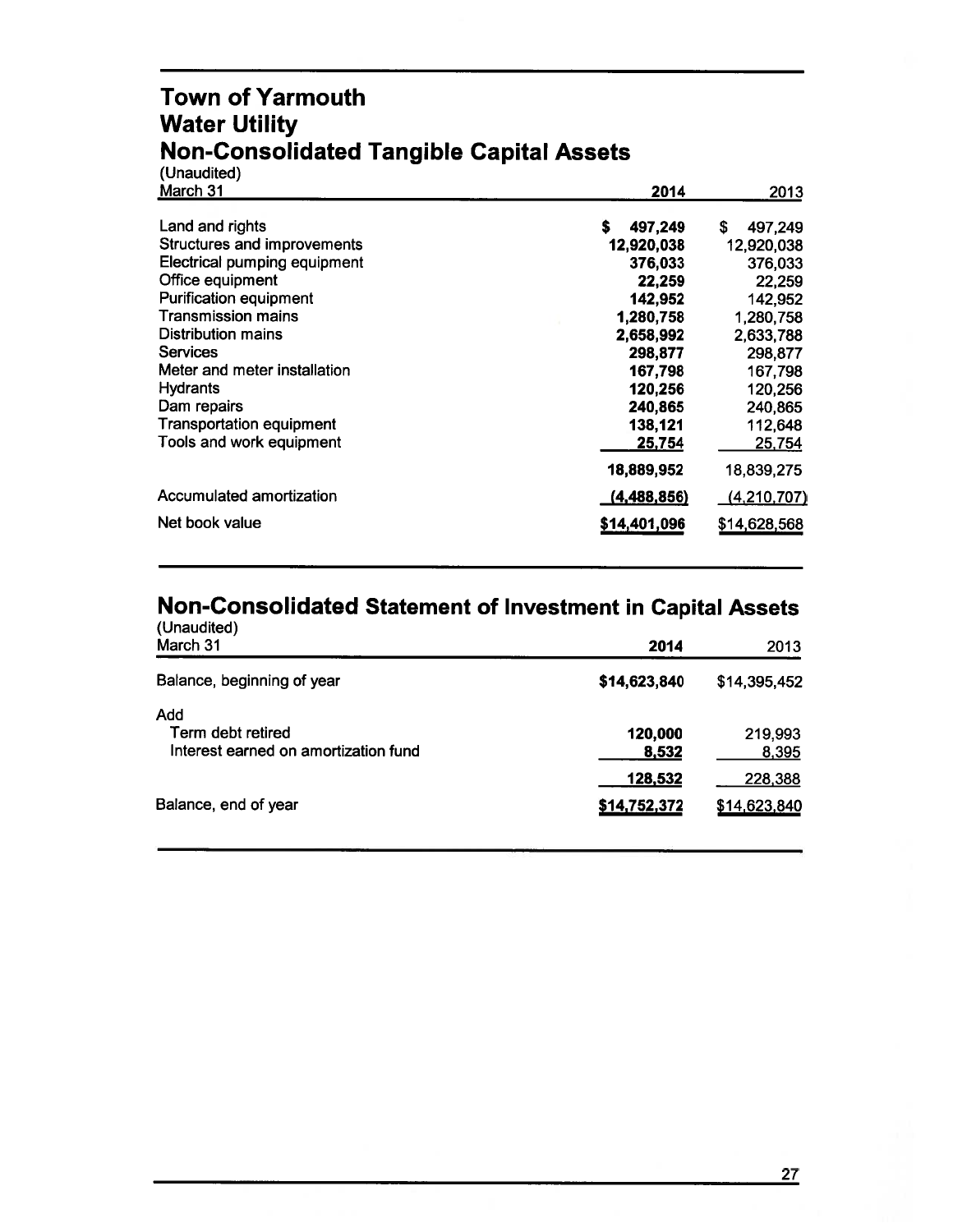# Town of Yarmouth
# Water Utility
# Non-Consolidated Tangible Capital Assets

(Unaudited)

| March 31 | 2014 | 2013 |
|---|---|---|
| Land and rights | $ 497,249 | $ 497,249 |
| Structures and improvements | 12,920,038 | 12,920,038 |
| Electrical pumping equipment | 376,033 | 376,033 |
| Office equipment | 22,259 | 22,259 |
| Purification equipment | 142,952 | 142,952 |
| Transmission mains | 1,280,758 | 1,280,758 |
| Distribution mains | 2,658,992 | 2,633,788 |
| Services | 298,877 | 298,877 |
| Meter and meter installation | 167,798 | 167,798 |
| Hydrants | 120,256 | 120,256 |
| Dam repairs | 240,865 | 240,865 |
| Transportation equipment | 138,121 | 112,648 |
| Tools and work equipment | 25,754 | 25,754 |
| | 18,889,952 | 18,839,275 |
| Accumulated amortization | (4,488,856) | (4,210,707) |
| Net book value | $14,401,096 | $14,628,568 |

# Non-Consolidated Statement of Investment in Capital Assets

(Unaudited)

| March 31 | 2014 | 2013 |
|---|---|---|
| Balance, beginning of year | $14,623,840 | $14,395,452 |
| Add | | |
| Term debt retired | 120,000 | 219,993 |
| Interest earned on amortization fund | 8,532 | 8,395 |
| | 128,532 | 228,388 |
| Balance, end of year | $14,752,372 | $14,623,840 |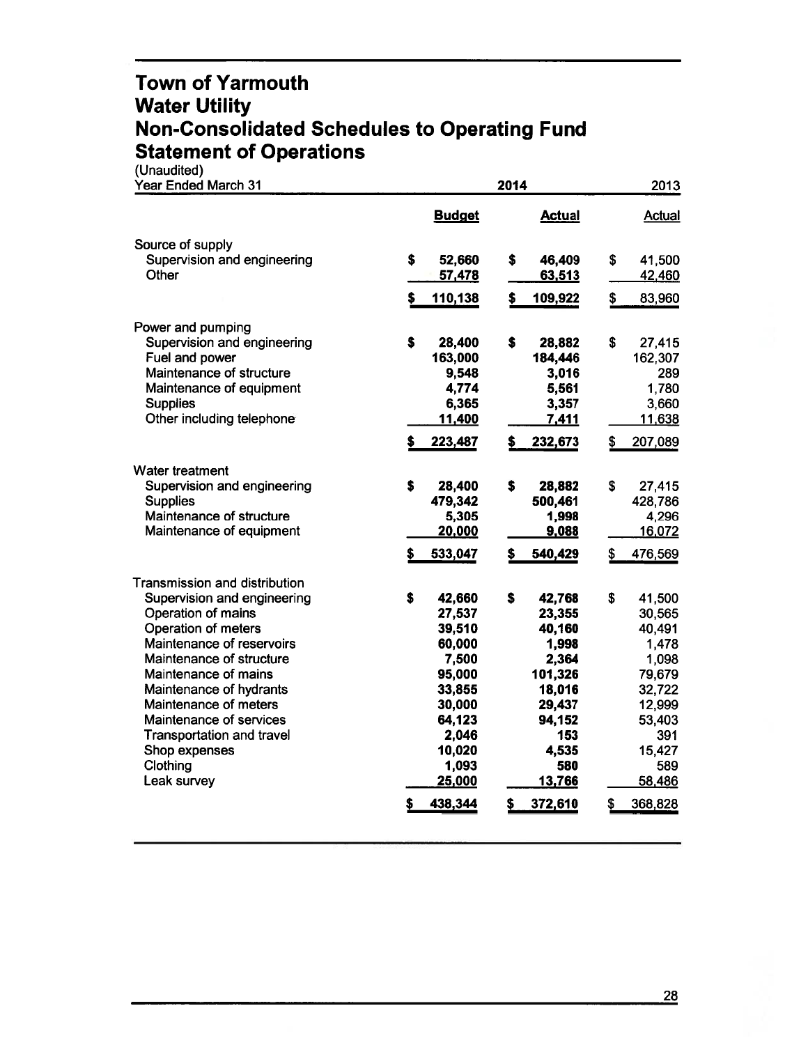# Town of Yarmouth
# Water Utility
# Non-Consolidated Schedules to Operating Fund
# Statement of Operations

(Unaudited)

| Year Ended March 31 | 2014 Budget | 2014 Actual | 2013 Actual |
|---|---|---|---|
| **Source of supply** | | | |
| Supervision and engineering | $ 52,660 | $ 46,409 | $ 41,500 |
| Other | 57,478 | 63,513 | 42,460 |
| | $ 110,138 | $ 109,922 | $ 83,960 |
| **Power and pumping** | | | |
| Supervision and engineering | $ 28,400 | $ 28,882 | $ 27,415 |
| Fuel and power | 163,000 | 184,446 | 162,307 |
| Maintenance of structure | 9,548 | 3,016 | 289 |
| Maintenance of equipment | 4,774 | 5,561 | 1,780 |
| Supplies | 6,365 | 3,357 | 3,660 |
| Other including telephone | 11,400 | 7,411 | 11,638 |
| | $ 223,487 | $ 232,673 | $ 207,089 |
| **Water treatment** | | | |
| Supervision and engineering | $ 28,400 | $ 28,882 | $ 27,415 |
| Supplies | 479,342 | 500,461 | 428,786 |
| Maintenance of structure | 5,305 | 1,998 | 4,296 |
| Maintenance of equipment | 20,000 | 9,088 | 16,072 |
| | $ 533,047 | $ 540,429 | $ 476,569 |
| **Transmission and distribution** | | | |
| Supervision and engineering | $ 42,660 | $ 42,768 | $ 41,500 |
| Operation of mains | 27,537 | 23,355 | 30,565 |
| Operation of meters | 39,510 | 40,160 | 40,491 |
| Maintenance of reservoirs | 60,000 | 1,998 | 1,478 |
| Maintenance of structure | 7,500 | 2,364 | 1,098 |
| Maintenance of mains | 95,000 | 101,326 | 79,679 |
| Maintenance of hydrants | 33,855 | 18,016 | 32,722 |
| Maintenance of meters | 30,000 | 29,437 | 12,999 |
| Maintenance of services | 64,123 | 94,152 | 53,403 |
| Transportation and travel | 2,046 | 153 | 391 |
| Shop expenses | 10,020 | 4,535 | 15,427 |
| Clothing | 1,093 | 580 | 589 |
| Leak survey | 25,000 | 13,766 | 58,486 |
| | $ 438,344 | $ 372,610 | $ 368,828 |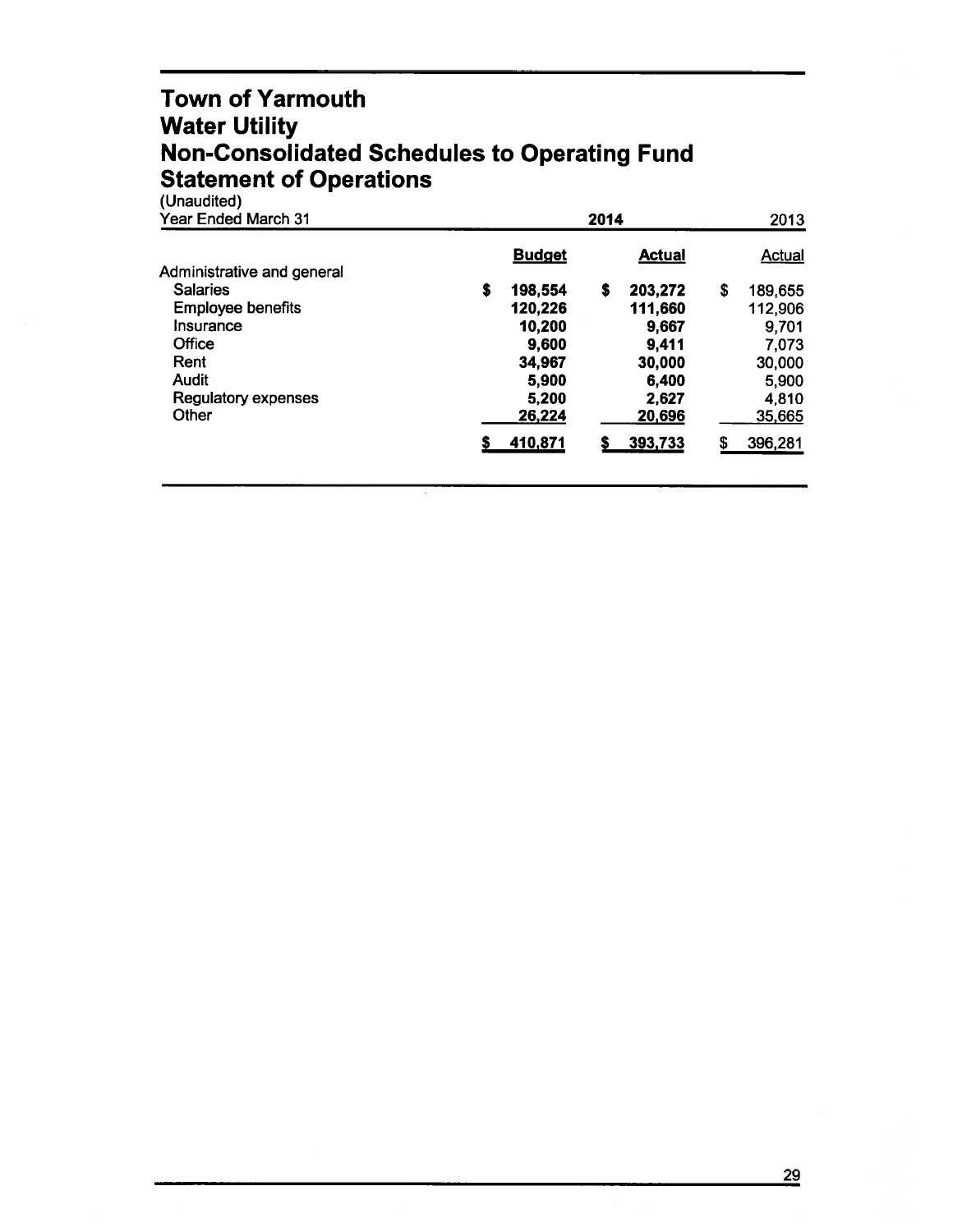# Town of Yarmouth
# Water Utility
# Non-Consolidated Schedules to Operating Fund
# Statement of Operations

(Unaudited)

| Year Ended March 31 | 2014 Budget | 2014 Actual | 2013 Actual |
|---|---|---|---|
| **Administrative and general** | | | |
| Salaries | $ 198,554 | $ 203,272 | $ 189,655 |
| Employee benefits | 120,226 | 111,660 | 112,906 |
| Insurance | 10,200 | 9,667 | 9,701 |
| Office | 9,600 | 9,411 | 7,073 |
| Rent | 34,967 | 30,000 | 30,000 |
| Audit | 5,900 | 6,400 | 5,900 |
| Regulatory expenses | 5,200 | 2,627 | 4,810 |
| Other | 26,224 | 20,696 | 35,665 |
| | $ 410,871 | $ 393,733 | $ 396,281 |